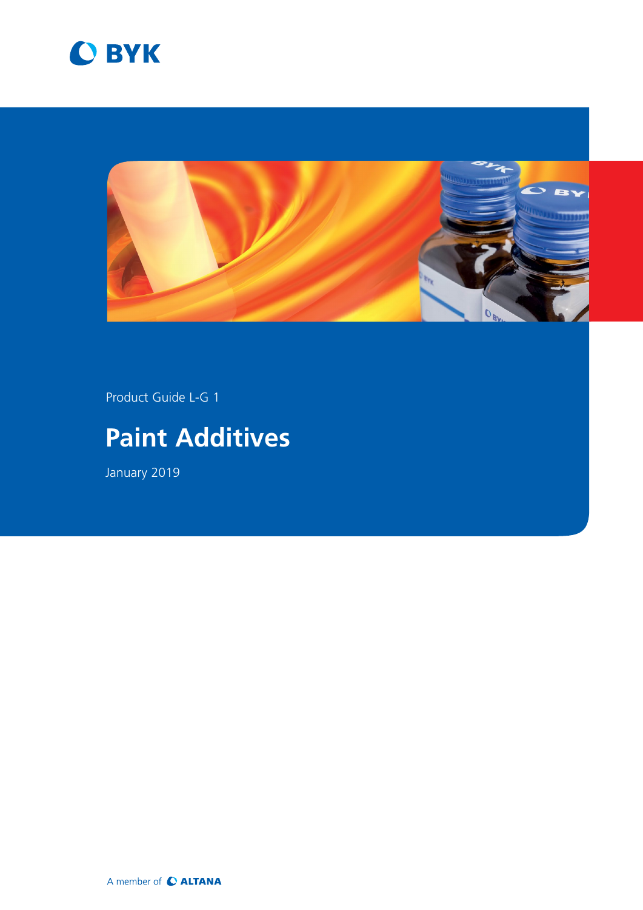BYK

Product Guide L-G 1

# Paint Additives

January 2019

A member of ALTANA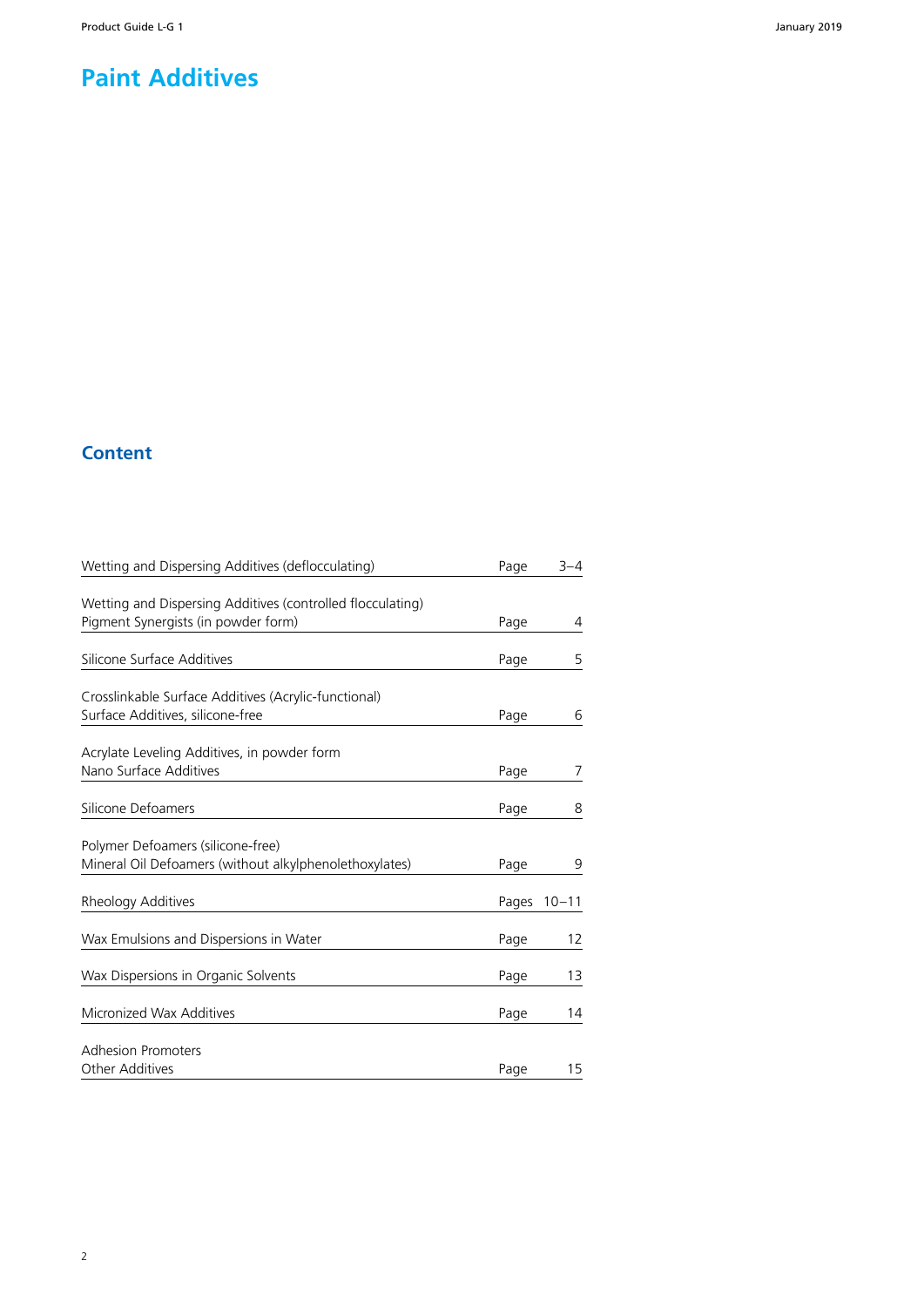# Paint Additives

## Content

| | | |
|---|---|---|
| Wetting and Dispersing Additives (deflocculating) | Page | 3–4 |
| Wetting and Dispersing Additives (controlled flocculating)<br>Pigment Synergists (in powder form) | Page | 4 |
| Silicone Surface Additives | Page | 5 |
| Crosslinkable Surface Additives (Acrylic-functional)<br>Surface Additives, silicone-free | Page | 6 |
| Acrylate Leveling Additives, in powder form<br>Nano Surface Additives | Page | 7 |
| Silicone Defoamers | Page | 8 |
| Polymer Defoamers (silicone-free)<br>Mineral Oil Defoamers (without alkylphenolethoxylates) | Page | 9 |
| Rheology Additives | Pages | 10–11 |
| Wax Emulsions and Dispersions in Water | Page | 12 |
| Wax Dispersions in Organic Solvents | Page | 13 |
| Micronized Wax Additives | Page | 14 |
| Adhesion Promoters<br>Other Additives | Page | 15 |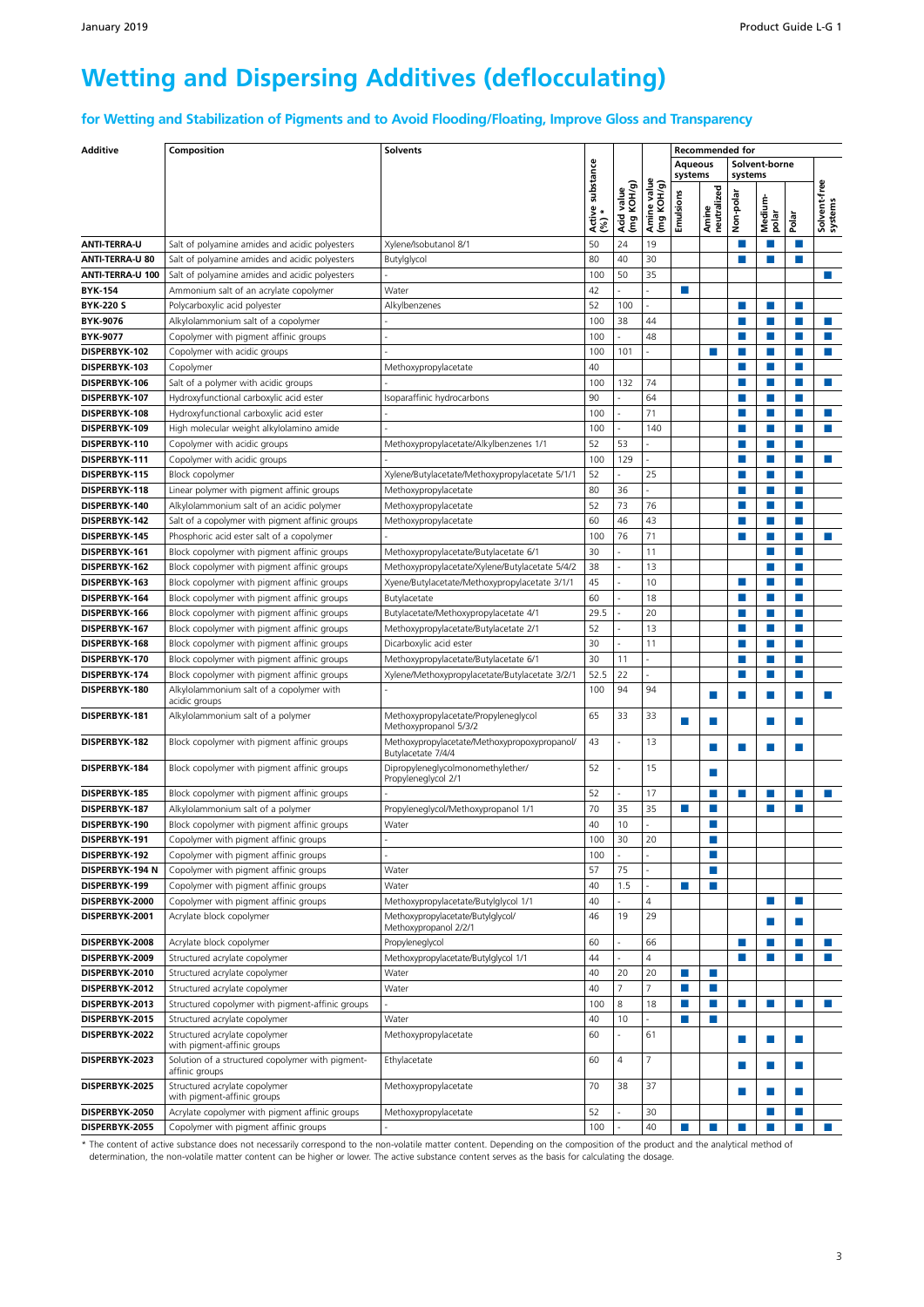# Wetting and Dispersing Additives (deflocculating)

## for Wetting and Stabilization of Pigments and to Avoid Flooding/Floating, Improve Gloss and Transparency

| Additive | Composition | Solvents | Active substance (%) * | Acid value (mg KOH/g) | Amine value (mg KOH/g) | Recommended for | | | | | |
|---|---|---|---|---|---|---|---|---|---|---|---|
| | | | | | | Aqueous systems | | Solvent-borne systems | | | |
| | | | | | | Emulsions | Amine neutralized | Non-polar | Medium-polar | Polar | Solvent-free systems |
| **ANTI-TERRA-U** | Salt of polyamine amides and acidic polyesters | Xylene/Isobutanol 8/1 | 50 | 24 | 19 | | | ■ | ■ | ■ | |
| **ANTI-TERRA-U 80** | Salt of polyamine amides and acidic polyesters | Butylglycol | 80 | 40 | 30 | | | ■ | ■ | ■ | |
| **ANTI-TERRA-U 100** | Salt of polyamine amides and acidic polyesters | - | 100 | 50 | 35 | | | | | | ■ |
| **BYK-154** | Ammonium salt of an acrylate copolymer | Water | 42 | - | - | ■ | | | | | |
| **BYK-220 S** | Polycarboxylic acid polyester | Alkylbenzenes | 52 | 100 | - | | | ■ | ■ | ■ | |
| **BYK-9076** | Alkylolammonium salt of a copolymer | - | 100 | 38 | 44 | | | ■ | ■ | ■ | ■ |
| **BYK-9077** | Copolymer with pigment affinic groups | - | 100 | - | 48 | | | ■ | ■ | ■ | ■ |
| **DISPERBYK-102** | Copolymer with acidic groups | - | 100 | 101 | - | | ■ | ■ | ■ | ■ | ■ |
| **DISPERBYK-103** | Copolymer | Methoxypropylacetate | 40 | | | | | ■ | ■ | ■ | |
| **DISPERBYK-106** | Salt of a polymer with acidic groups | - | 100 | 132 | 74 | | | ■ | ■ | ■ | ■ |
| **DISPERBYK-107** | Hydroxyfunctional carboxylic acid ester | Isoparaffinic hydrocarbons | 90 | - | 64 | | | ■ | ■ | ■ | |
| **DISPERBYK-108** | Hydroxyfunctional carboxylic acid ester | - | 100 | - | 71 | | | ■ | ■ | ■ | ■ |
| **DISPERBYK-109** | High molecular weight alkylolamino amide | - | 100 | - | 140 | | | ■ | ■ | ■ | ■ |
| **DISPERBYK-110** | Copolymer with acidic groups | Methoxypropylacetate/Alkylbenzenes 1/1 | 52 | 53 | - | | | ■ | ■ | ■ | |
| **DISPERBYK-111** | Copolymer with acidic groups | - | 100 | 129 | - | | | ■ | ■ | ■ | ■ |
| **DISPERBYK-115** | Block copolymer | Xylene/Butylacetate/Methoxypropylacetate 5/1/1 | 52 | - | 25 | | | ■ | ■ | ■ | |
| **DISPERBYK-118** | Linear polymer with pigment affinic groups | Methoxypropylacetate | 80 | 36 | - | | | ■ | ■ | ■ | |
| **DISPERBYK-140** | Alkylolammonium salt of an acidic polymer | Methoxypropylacetate | 52 | 73 | 76 | | | ■ | ■ | ■ | |
| **DISPERBYK-142** | Salt of a copolymer with pigment affinic groups | Methoxypropylacetate | 60 | 46 | 43 | | | ■ | ■ | ■ | |
| **DISPERBYK-145** | Phosphoric acid ester salt of a copolymer | - | 100 | 76 | 71 | | | ■ | ■ | ■ | ■ |
| **DISPERBYK-161** | Block copolymer with pigment affinic groups | Methoxypropylacetate/Butylacetate 6/1 | 30 | - | 11 | | | | ■ | ■ | |
| **DISPERBYK-162** | Block copolymer with pigment affinic groups | Methoxypropylacetate/Xylene/Butylacetate 5/4/2 | 38 | - | 13 | | | | ■ | ■ | |
| **DISPERBYK-163** | Block copolymer with pigment affinic groups | Xyene/Butylacetate/Methoxypropylacetate 3/1/1 | 45 | - | 10 | | | ■ | ■ | ■ | |
| **DISPERBYK-164** | Block copolymer with pigment affinic groups | Butylacetate | 60 | - | 18 | | | ■ | ■ | ■ | |
| **DISPERBYK-166** | Block copolymer with pigment affinic groups | Butylacetate/Methoxypropylacetate 4/1 | 29.5 | - | 20 | | | ■ | ■ | ■ | |
| **DISPERBYK-167** | Block copolymer with pigment affinic groups | Methoxypropylacetate/Butylacetate 2/1 | 52 | - | 13 | | | ■ | ■ | ■ | |
| **DISPERBYK-168** | Block copolymer with pigment affinic groups | Dicarboxylic acid ester | 30 | - | 11 | | | ■ | ■ | ■ | |
| **DISPERBYK-170** | Block copolymer with pigment affinic groups | Methoxypropylacetate/Butylacetate 6/1 | 30 | 11 | - | | | ■ | ■ | ■ | |
| **DISPERBYK-174** | Block copolymer with pigment affinic groups | Xylene/Methoxypropylacetate/Butylacetate 3/2/1 | 52.5 | 22 | - | | | ■ | ■ | ■ | |
| **DISPERBYK-180** | Alkylolammonium salt of a copolymer with acidic groups | - | 100 | 94 | 94 | | ■ | ■ | ■ | ■ | ■ |
| **DISPERBYK-181** | Alkylolammonium salt of a polymer | Methoxypropylacetate/Propyleneglycol Methoxypropanol 5/3/2 | 65 | 33 | 33 | ■ | ■ | | ■ | ■ | |
| **DISPERBYK-182** | Block copolymer with pigment affinic groups | Methoxypropylacetate/Methoxypropoxypropanol/ Butylacetate 7/4/4 | 43 | - | 13 | | ■ | ■ | ■ | ■ | |
| **DISPERBYK-184** | Block copolymer with pigment affinic groups | Dipropyleneglycolmonomethylether/ Propyleneglycol 2/1 | 52 | - | 15 | | ■ | | | | |
| **DISPERBYK-185** | Block copolymer with pigment affinic groups | - | 52 | - | 17 | | ■ | ■ | ■ | ■ | ■ |
| **DISPERBYK-187** | Alkylolammonium salt of a polymer | Propyleneglycol/Methoxypropanol 1/1 | 70 | 35 | 35 | ■ | ■ | | ■ | ■ | |
| **DISPERBYK-190** | Block copolymer with pigment affinic groups | Water | 40 | 10 | - | | ■ | | | | |
| **DISPERBYK-191** | Copolymer with pigment affinic groups | - | 100 | 30 | 20 | | ■ | | | | |
| **DISPERBYK-192** | Copolymer with pigment affinic groups | - | 100 | - | - | | ■ | | | | |
| **DISPERBYK-194 N** | Copolymer with pigment affinic groups | Water | 57 | 75 | - | | ■ | | | | |
| **DISPERBYK-199** | Copolymer with pigment affinic groups | Water | 40 | 1.5 | - | ■ | ■ | | | | |
| **DISPERBYK-2000** | Copolymer with pigment affinic groups | Methoxypropylacetate/Butylglycol 1/1 | 40 | - | 4 | | | | ■ | ■ | |
| **DISPERBYK-2001** | Acrylate block copolymer | Methoxypropylacetate/Butylglycol/ Methoxypropanol 2/2/1 | 46 | 19 | 29 | | | | ■ | ■ | |
| **DISPERBYK-2008** | Acrylate block copolymer | Propyleneglycol | 60 | - | 66 | | | ■ | ■ | ■ | ■ |
| **DISPERBYK-2009** | Structured acrylate copolymer | Methoxypropylacetate/Butylglycol 1/1 | 44 | - | 4 | | | ■ | ■ | ■ | ■ |
| **DISPERBYK-2010** | Structured acrylate copolymer | Water | 40 | 20 | 20 | ■ | ■ | | | | |
| **DISPERBYK-2012** | Structured acrylate copolymer | Water | 40 | 7 | 7 | ■ | ■ | | | | |
| **DISPERBYK-2013** | Structured copolymer with pigment-affinic groups | - | 100 | 8 | 18 | ■ | ■ | ■ | ■ | ■ | ■ |
| **DISPERBYK-2015** | Structured acrylate copolymer | Water | 40 | 10 | - | ■ | ■ | | | | |
| **DISPERBYK-2022** | Structured acrylate copolymer with pigment-affinic groups | Methoxypropylacetate | 60 | - | 61 | | | ■ | ■ | ■ | |
| **DISPERBYK-2023** | Solution of a structured copolymer with pigment-affinic groups | Ethylacetate | 60 | 4 | 7 | | | ■ | ■ | ■ | |
| **DISPERBYK-2025** | Structured acrylate copolymer with pigment-affinic groups | Methoxypropylacetate | 70 | 38 | 37 | | | ■ | ■ | ■ | |
| **DISPERBYK-2050** | Acrylate copolymer with pigment affinic groups | Methoxypropylacetate | 52 | - | 30 | | | | ■ | ■ | |
| **DISPERBYK-2055** | Copolymer with pigment affinic groups | - | 100 | - | 40 | ■ | ■ | ■ | ■ | ■ | ■ |

* The content of active substance does not necessarily correspond to the non-volatile matter content. Depending on the composition of the product and the analytical method of determination, the non-volatile matter content can be higher or lower. The active substance content serves as the basis for calculating the dosage.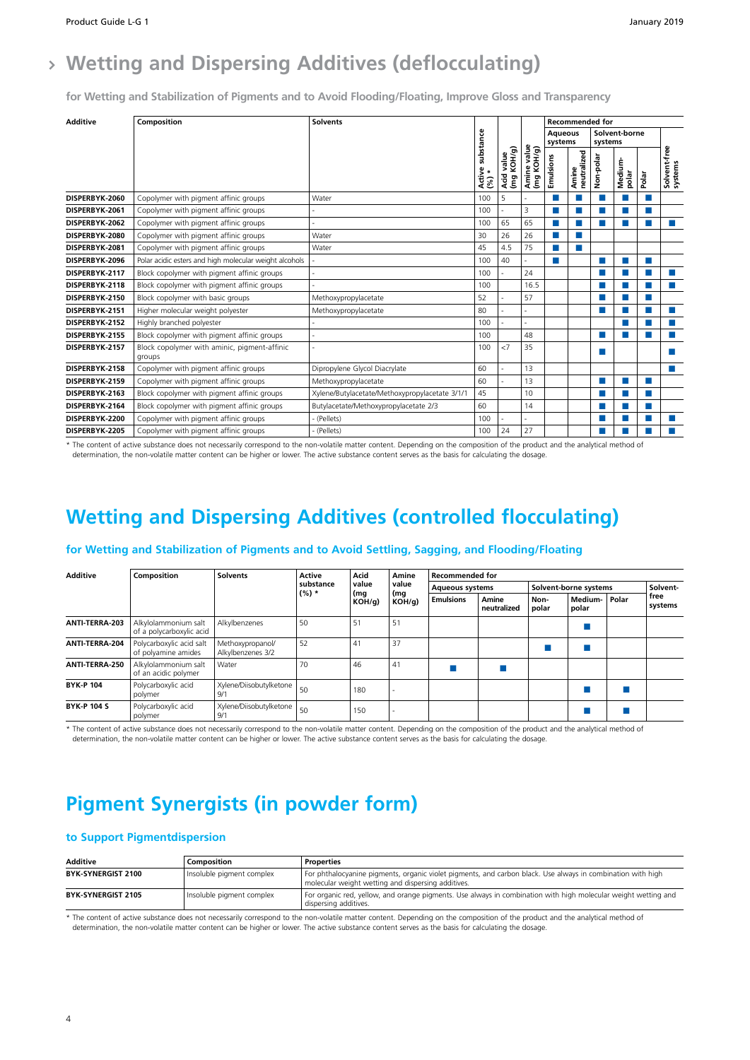# › Wetting and Dispersing Additives (deflocculating)

**for Wetting and Stabilization of Pigments and to Avoid Flooding/Floating, Improve Gloss and Transparency**

| Additive | Composition | Solvents | Active substance (%) * | Acid value (mg KOH/g) | Amine value (mg KOH/g) | Recommended for | | | | | |
|---|---|---|---|---|---|---|---|---|---|---|---|
| | | | | | | Aqueous systems | | Solvent-borne systems | | | Solvent-free systems |
| | | | | | | Emulsions | Amine neutralized | Non-polar | Medium-polar | Polar | |
| DISPERBYK-2060 | Copolymer with pigment affinic groups | Water | 100 | 5 | - | ■ | ■ | ■ | ■ | ■ | |
| DISPERBYK-2061 | Copolymer with pigment affinic groups | - | 100 | - | 3 | ■ | ■ | ■ | ■ | ■ | |
| DISPERBYK-2062 | Copolymer with pigment affinic groups | - | 100 | 65 | 65 | ■ | ■ | ■ | ■ | ■ | ■ |
| DISPERBYK-2080 | Copolymer with pigment affinic groups | Water | 30 | 26 | 26 | ■ | ■ | | | | |
| DISPERBYK-2081 | Copolymer with pigment affinic groups | Water | 45 | 4.5 | 75 | ■ | ■ | | | | |
| DISPERBYK-2096 | Polar acidic esters and high molecular weight alcohols | - | 100 | 40 | - | ■ | | | | | |
| DISPERBYK-2117 | Block copolymer with pigment affinic groups | - | 100 | - | 24 | | | ■ | ■ | ■ | ■ |
| DISPERBYK-2118 | Block copolymer with pigment affinic groups | - | 100 | | 16.5 | | | ■ | ■ | ■ | ■ |
| DISPERBYK-2150 | Block copolymer with basic groups | Methoxypropylacetate | 52 | - | 57 | | | ■ | ■ | ■ | |
| DISPERBYK-2151 | Higher molecular weight polyester | Methoxypropylacetate | 80 | - | - | | | ■ | ■ | ■ | ■ |
| DISPERBYK-2152 | Highly branched polyester | - | 100 | - | - | | | | ■ | ■ | ■ |
| DISPERBYK-2155 | Block copolymer with pigment affinic groups | - | 100 | | 48 | | | ■ | ■ | ■ | ■ |
| DISPERBYK-2157 | Block copolymer with aminic, pigment-affinic groups | - | 100 | <7 | 35 | | | ■ | | | ■ |
| DISPERBYK-2158 | Copolymer with pigment affinic groups | Dipropylene Glycol Diacrylate | 60 | - | 13 | | | | | | ■ |
| DISPERBYK-2159 | Copolymer with pigment affinic groups | Methoxypropylacetate | 60 | - | 13 | | | ■ | ■ | ■ | |
| DISPERBYK-2163 | Block copolymer with pigment affinic groups | Xylene/Butylacetate/Methoxypropylacetate 3/1/1 | 45 | | 10 | | | ■ | ■ | ■ | |
| DISPERBYK-2164 | Block copolymer with pigment affinic groups | Butylacetate/Methoxypropylacetate 2/3 | 60 | | 14 | | | ■ | ■ | ■ | |
| DISPERBYK-2200 | Copolymer with pigment affinic groups | - (Pellets) | 100 | - | - | | | ■ | ■ | ■ | ■ |
| DISPERBYK-2205 | Copolymer with pigment affinic groups | - (Pellets) | 100 | 24 | 27 | | | ■ | ■ | ■ | ■ |

* The content of active substance does not necessarily correspond to the non-volatile matter content. Depending on the composition of the product and the analytical method of determination, the non-volatile matter content can be higher or lower. The active substance content serves as the basis for calculating the dosage.

# Wetting and Dispersing Additives (controlled flocculating)

**for Wetting and Stabilization of Pigments and to Avoid Settling, Sagging, and Flooding/Floating**

| Additive | Composition | Solvents | Active substance (%) * | Acid value (mg KOH/g) | Amine value (mg KOH/g) | Recommended for | | | | | |
|---|---|---|---|---|---|---|---|---|---|---|---|
| | | | | | | Aqueous systems | | Solvent-borne systems | | | Solvent-free systems |
| | | | | | | Emulsions | Amine neutralized | Non-polar | Medium-polar | Polar | |
| ANTI-TERRA-203 | Alkylolammonium salt of a polycarboxylic acid | Alkylbenzenes | 50 | 51 | 51 | | | | ■ | | |
| ANTI-TERRA-204 | Polycarboxylic acid salt of polyamine amides | Methoxypropanol/ Alkylbenzenes 3/2 | 52 | 41 | 37 | | | ■ | ■ | | |
| ANTI-TERRA-250 | Alkylolammonium salt of an acidic polymer | Water | 70 | 46 | 41 | ■ | ■ | | | | |
| BYK-P 104 | Polycarboxylic acid polymer | Xylene/Diisobutylketone 9/1 | 50 | 180 | - | | | | ■ | ■ | |
| BYK-P 104 S | Polycarboxylic acid polymer | Xylene/Diisobutylketone 9/1 | 50 | 150 | - | | | | ■ | ■ | |

* The content of active substance does not necessarily correspond to the non-volatile matter content. Depending on the composition of the product and the analytical method of determination, the non-volatile matter content can be higher or lower. The active substance content serves as the basis for calculating the dosage.

# Pigment Synergists (in powder form)

**to Support Pigmentdispersion**

| Additive | Composition | Properties |
|---|---|---|
| BYK-SYNERGIST 2100 | Insoluble pigment complex | For phthalocyanine pigments, organic violet pigments, and carbon black. Use always in combination with high molecular weight wetting and dispersing additives. |
| BYK-SYNERGIST 2105 | Insoluble pigment complex | For organic red, yellow, and orange pigments. Use always in combination with high molecular weight wetting and dispersing additives. |

* The content of active substance does not necessarily correspond to the non-volatile matter content. Depending on the composition of the product and the analytical method of determination, the non-volatile matter content can be higher or lower. The active substance content serves as the basis for calculating the dosage.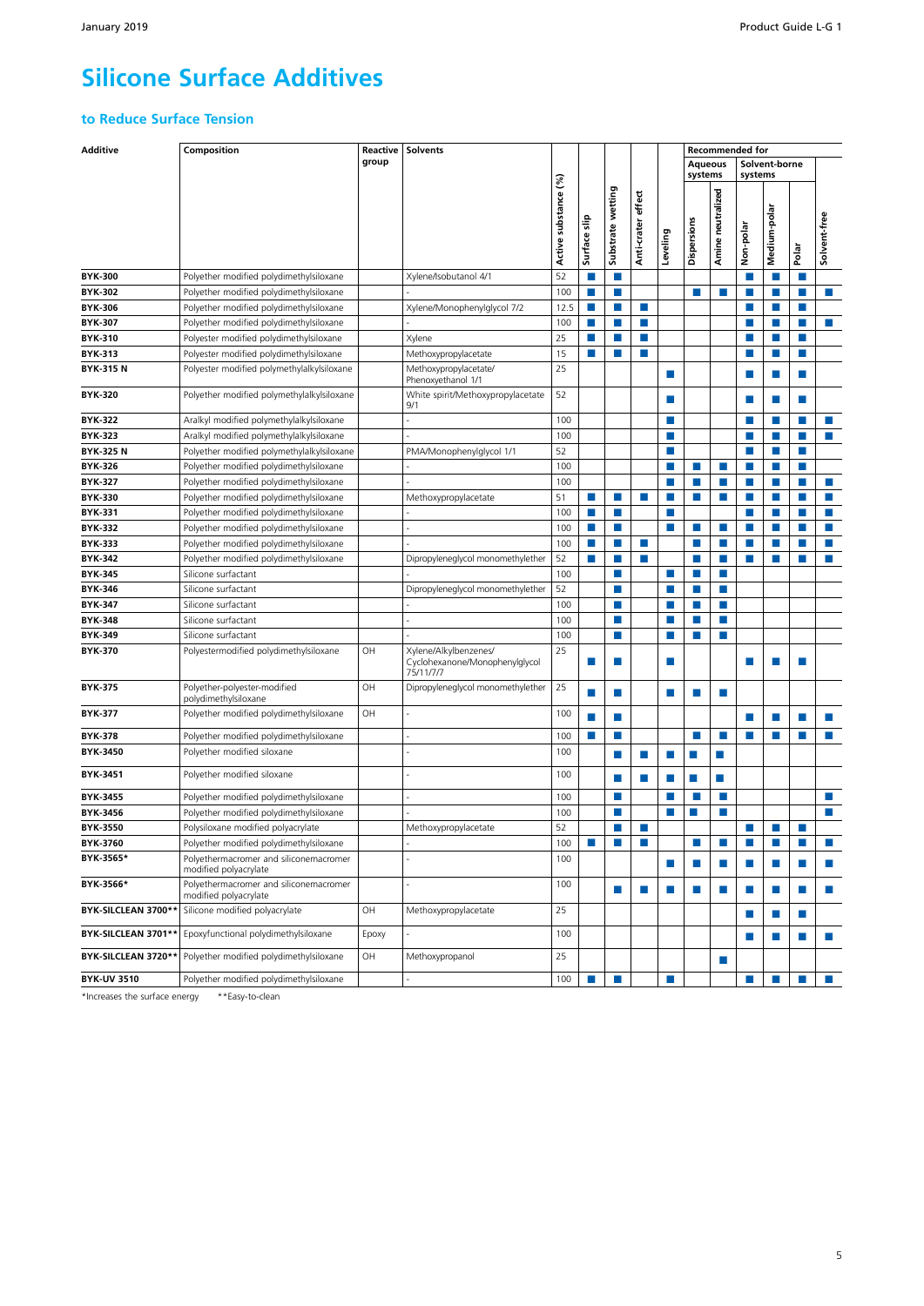# Silicone Surface Additives

## to Reduce Surface Tension

| Additive | Composition | Reactive group | Solvents | Active substance (%) | Surface slip | Substrate wetting | Anti-crater effect | Leveling | Recommended for: Aqueous systems – Dispersions | Recommended for: Aqueous systems – Amine neutralized | Recommended for: Solvent-borne systems – Non-polar | Recommended for: Solvent-borne systems – Medium-polar | Recommended for: Solvent-borne systems – Polar | Recommended for: Solvent-free |
|---|---|---|---|---|---|---|---|---|---|---|---|---|---|---|
| **BYK-300** | Polyether modified polydimethylsiloxane | | Xylene/Isobutanol 4/1 | 52 | ■ | ■ | | | | | ■ | ■ | ■ | |
| **BYK-302** | Polyether modified polydimethylsiloxane | | - | 100 | ■ | ■ | | | ■ | ■ | ■ | ■ | ■ | ■ |
| **BYK-306** | Polyether modified polydimethylsiloxane | | Xylene/Monophenylglycol 7/2 | 12.5 | ■ | ■ | ■ | | | | ■ | ■ | ■ | |
| **BYK-307** | Polyether modified polydimethylsiloxane | | - | 100 | ■ | ■ | ■ | | | | ■ | ■ | ■ | ■ |
| **BYK-310** | Polyester modified polydimethylsiloxane | | Xylene | 25 | ■ | ■ | ■ | | | | ■ | ■ | ■ | |
| **BYK-313** | Polyester modified polydimethylsiloxane | | Methoxypropylacetate | 15 | ■ | ■ | ■ | | | | ■ | ■ | ■ | |
| **BYK-315 N** | Polyester modified polymethylalkylsiloxane | | Methoxypropylacetate/ Phenoxyethanol 1/1 | 25 | | | | ■ | | | ■ | ■ | ■ | |
| **BYK-320** | Polyether modified polymethylalkylsiloxane | | White spirit/Methoxypropylacetate 9/1 | 52 | | | | ■ | | | ■ | ■ | ■ | |
| **BYK-322** | Aralkyl modified polymethylalkylsiloxane | | - | 100 | | | | ■ | | | ■ | ■ | ■ | ■ |
| **BYK-323** | Aralkyl modified polymethylalkylsiloxane | | - | 100 | | | | ■ | | | ■ | ■ | ■ | ■ |
| **BYK-325 N** | Polyether modified polymethylalkylsiloxane | | PMA/Monophenylglycol 1/1 | 52 | | | | ■ | | | ■ | ■ | ■ | |
| **BYK-326** | Polyether modified polydimethylsiloxane | | - | 100 | | | | ■ | ■ | ■ | ■ | ■ | ■ | |
| **BYK-327** | Polyether modified polydimethylsiloxane | | - | 100 | | | | ■ | ■ | ■ | ■ | ■ | ■ | ■ |
| **BYK-330** | Polyether modified polydimethylsiloxane | | Methoxypropylacetate | 51 | ■ | ■ | ■ | ■ | ■ | ■ | ■ | ■ | ■ | ■ |
| **BYK-331** | Polyether modified polydimethylsiloxane | | - | 100 | ■ | ■ | | ■ | | | ■ | ■ | ■ | ■ |
| **BYK-332** | Polyether modified polydimethylsiloxane | | - | 100 | ■ | ■ | | ■ | ■ | ■ | ■ | ■ | ■ | ■ |
| **BYK-333** | Polyether modified polydimethylsiloxane | | - | 100 | ■ | ■ | ■ | | ■ | ■ | ■ | ■ | ■ | ■ |
| **BYK-342** | Polyether modified polydimethylsiloxane | | Dipropyleneglycol monomethylether | 52 | ■ | ■ | ■ | | ■ | ■ | ■ | ■ | ■ | ■ |
| **BYK-345** | Silicone surfactant | | - | 100 | | ■ | | ■ | ■ | ■ | | | | |
| **BYK-346** | Silicone surfactant | | Dipropyleneglycol monomethylether | 52 | | ■ | | ■ | ■ | ■ | | | | |
| **BYK-347** | Silicone surfactant | | - | 100 | | ■ | | ■ | ■ | ■ | | | | |
| **BYK-348** | Silicone surfactant | | - | 100 | | ■ | | ■ | ■ | ■ | | | | |
| **BYK-349** | Silicone surfactant | | - | 100 | | ■ | | ■ | ■ | ■ | | | | |
| **BYK-370** | Polyestermodified polydimethylsiloxane | OH | Xylene/Alkylbenzenes/ Cyclohexanone/Monophenylglycol 75/11/7/7 | 25 | ■ | ■ | | ■ | | | ■ | ■ | ■ | |
| **BYK-375** | Polyether-polyester-modified polydimethylsiloxane | OH | Dipropyleneglycol monomethylether | 25 | ■ | ■ | | ■ | ■ | ■ | | | | |
| **BYK-377** | Polyether modified polydimethylsiloxane | OH | - | 100 | ■ | ■ | | | | | ■ | ■ | ■ | ■ |
| **BYK-378** | Polyether modified polydimethylsiloxane | | - | 100 | ■ | ■ | | | ■ | ■ | ■ | ■ | ■ | ■ |
| **BYK-3450** | Polyether modified siloxane | | - | 100 | | ■ | ■ | ■ | ■ | ■ | | | | |
| **BYK-3451** | Polyether modified siloxane | | - | 100 | | ■ | ■ | ■ | ■ | ■ | | | | |
| **BYK-3455** | Polyether modified polydimethylsiloxane | | - | 100 | | ■ | | ■ | ■ | ■ | | | | ■ |
| **BYK-3456** | Polyether modified polydimethylsiloxane | | - | 100 | | ■ | | ■ | ■ | ■ | | | | ■ |
| **BYK-3550** | Polysiloxane modified polyacrylate | | Methoxypropylacetate | 52 | | ■ | ■ | | | | ■ | ■ | ■ | |
| **BYK-3760** | Polyether modified polydimethylsiloxane | | - | 100 | ■ | ■ | ■ | | ■ | ■ | ■ | ■ | ■ | ■ |
| **BYK-3565*** | Polyethermacromer and siliconemacromer modified polyacrylate | | - | 100 | | | | ■ | ■ | ■ | ■ | ■ | ■ | ■ |
| **BYK-3566*** | Polyethermacromer and siliconemacromer modified polyacrylate | | - | 100 | | ■ | ■ | ■ | ■ | ■ | ■ | ■ | ■ | ■ |
| **BYK-SILCLEAN 3700**** | Silicone modified polyacrylate | OH | Methoxypropylacetate | 25 | | | | | | | ■ | ■ | ■ | |
| **BYK-SILCLEAN 3701**** | Epoxyfunctional polydimethylsiloxane | Epoxy | - | 100 | | | | | | | ■ | ■ | ■ | ■ |
| **BYK-SILCLEAN 3720**** | Polyether modified polydimethylsiloxane | OH | Methoxypropanol | 25 | | | | | | ■ | | | | |
| **BYK-UV 3510** | Polyether modified polydimethylsiloxane | | - | 100 | ■ | ■ | | ■ | | | ■ | ■ | ■ | ■ |

*Increases the surface energy  **Easy-to-clean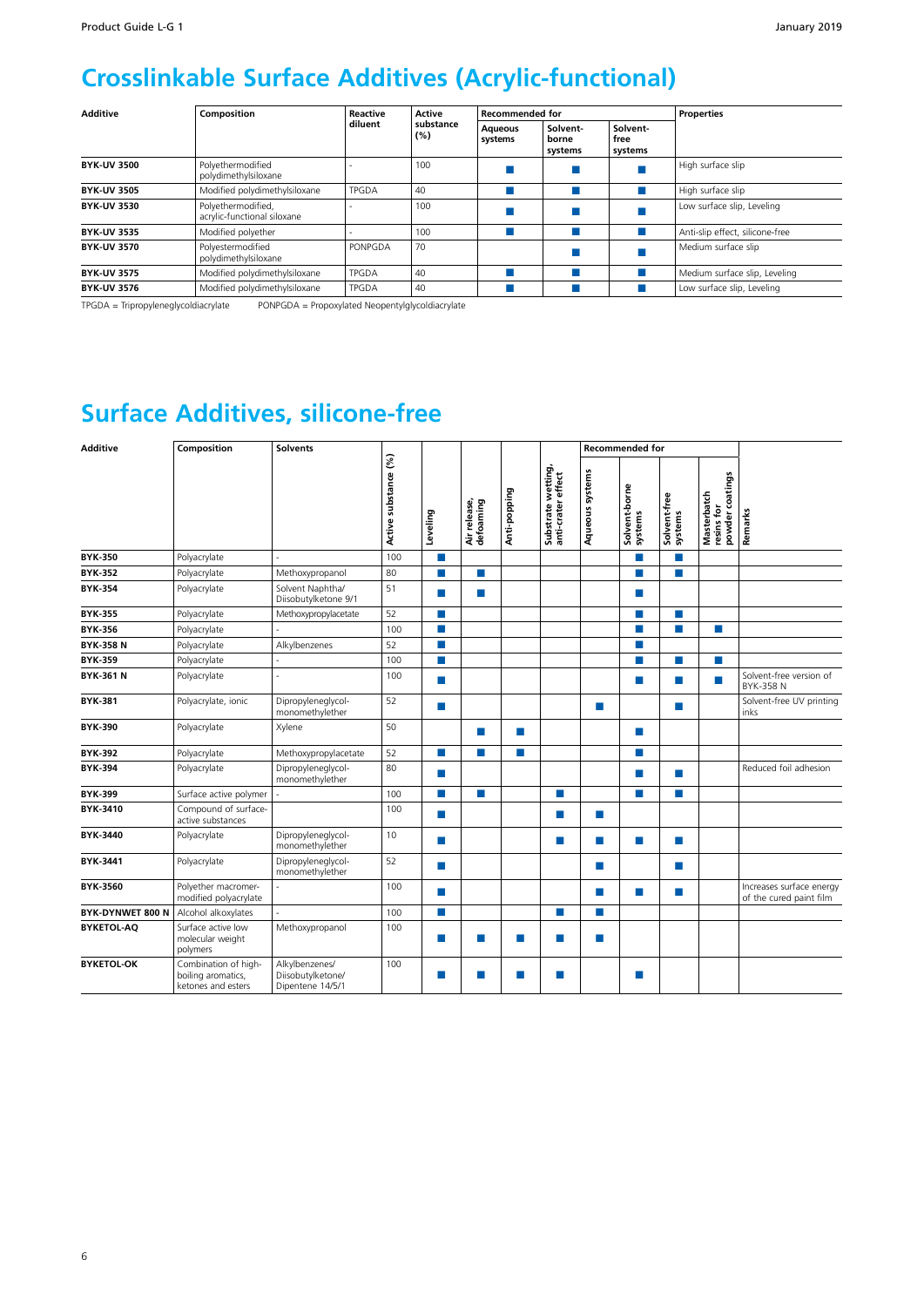## Crosslinkable Surface Additives (Acrylic-functional)

| Additive | Composition | Reactive diluent | Active substance (%) | Recommended for | | | Properties |
|---|---|---|---|---|---|---|---|
| | | | | Aqueous systems | Solvent-borne systems | Solvent-free systems | |
| **BYK-UV 3500** | Polyethermodified polydimethylsiloxane | - | 100 | ■ | ■ | ■ | High surface slip |
| **BYK-UV 3505** | Modified polydimethylsiloxane | TPGDA | 40 | ■ | ■ | ■ | High surface slip |
| **BYK-UV 3530** | Polyethermodified, acrylic-functional siloxane | - | 100 | ■ | ■ | ■ | Low surface slip, Leveling |
| **BYK-UV 3535** | Modified polyether | - | 100 | ■ | ■ | ■ | Anti-slip effect, silicone-free |
| **BYK-UV 3570** | Polyestermodified polydimethylsiloxane | PONPGDA | 70 | | ■ | ■ | Medium surface slip |
| **BYK-UV 3575** | Modified polydimethylsiloxane | TPGDA | 40 | ■ | ■ | ■ | Medium surface slip, Leveling |
| **BYK-UV 3576** | Modified polydimethylsiloxane | TPGDA | 40 | ■ | ■ | ■ | Low surface slip, Leveling |

TPGDA = Tripropyleneglycoldiacrylate PONPGDA = Propoxylated Neopentylglycoldiacrylate

## Surface Additives, silicone-free

| Additive | Composition | Solvents | Active substance (%) | Leveling | Air release, defoaming | Anti-popping | Substrate wetting, anti-crater effect | Recommended for | | | | Remarks |
|---|---|---|---|---|---|---|---|---|---|---|---|---|
| | | | | | | | | Aqueous systems | Solvent-borne systems | Solvent-free systems | Masterbatch resins for powder coatings | |
| **BYK-350** | Polyacrylate | - | 100 | ■ | | | | | ■ | ■ | | |
| **BYK-352** | Polyacrylate | Methoxypropanol | 80 | ■ | ■ | | | | ■ | ■ | | |
| **BYK-354** | Polyacrylate | Solvent Naphtha/ Diisobutylketone 9/1 | 51 | ■ | ■ | | | | ■ | | | |
| **BYK-355** | Polyacrylate | Methoxypropylacetate | 52 | ■ | | | | | ■ | ■ | | |
| **BYK-356** | Polyacrylate | - | 100 | ■ | | | | | ■ | ■ | ■ | |
| **BYK-358 N** | Polyacrylate | Alkylbenzenes | 52 | ■ | | | | | ■ | | | |
| **BYK-359** | Polyacrylate | - | 100 | ■ | | | | | ■ | ■ | ■ | |
| **BYK-361 N** | Polyacrylate | - | 100 | ■ | | | | | ■ | ■ | ■ | Solvent-free version of BYK-358 N |
| **BYK-381** | Polyacrylate, ionic | Dipropyleneglycol-monomethylether | 52 | ■ | | | | ■ | | ■ | | Solvent-free UV printing inks |
| **BYK-390** | Polyacrylate | Xylene | 50 | | ■ | ■ | | | ■ | | | |
| **BYK-392** | Polyacrylate | Methoxypropylacetate | 52 | ■ | ■ | ■ | | | ■ | | | |
| **BYK-394** | Polyacrylate | Dipropyleneglycol-monomethylether | 80 | ■ | | | | | ■ | ■ | | Reduced foil adhesion |
| **BYK-399** | Surface active polymer | - | 100 | ■ | ■ | | ■ | | ■ | ■ | | |
| **BYK-3410** | Compound of surface-active substances | | 100 | ■ | | | ■ | ■ | | | | |
| **BYK-3440** | Polyacrylate | Dipropyleneglycol-monomethylether | 10 | ■ | | | ■ | ■ | ■ | ■ | | |
| **BYK-3441** | Polyacrylate | Dipropyleneglycol-monomethylether | 52 | ■ | | | | ■ | | ■ | | |
| **BYK-3560** | Polyether macromer-modified polyacrylate | - | 100 | ■ | | | | ■ | ■ | ■ | | Increases surface energy of the cured paint film |
| **BYK-DYNWET 800 N** | Alcohol alkoxylates | - | 100 | ■ | | | ■ | ■ | | | | |
| **BYKETOL-AQ** | Surface active low molecular weight polymers | Methoxypropanol | 100 | ■ | ■ | ■ | ■ | ■ | | | | |
| **BYKETOL-OK** | Combination of high-boiling aromatics, ketones and esters | Alkylbenzenes/ Diisobutylketone/ Dipentene 14/5/1 | 100 | ■ | ■ | ■ | ■ | | ■ | | | |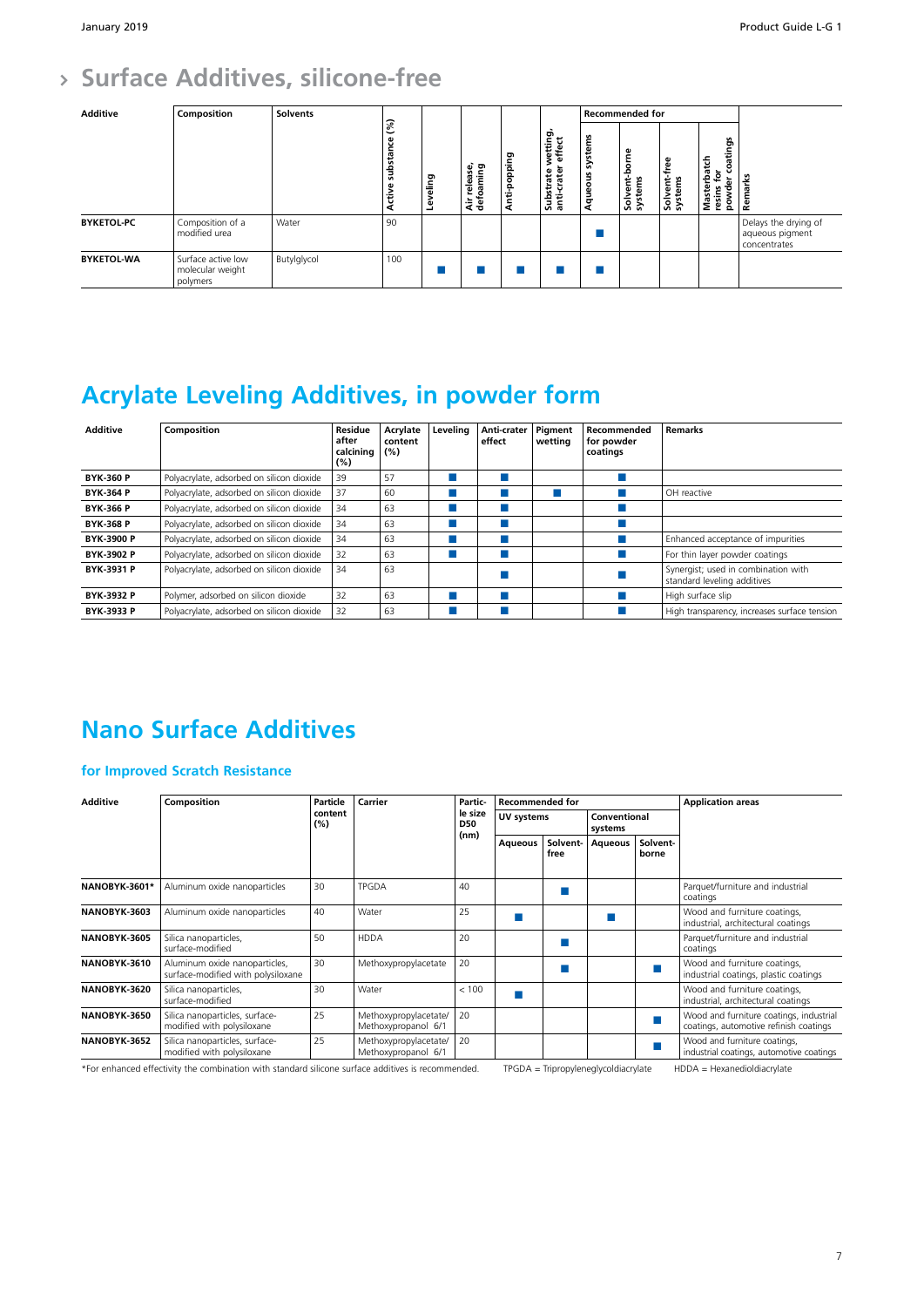# › Surface Additives, silicone-free

| Additive | Composition | Solvents | Active substance (%) | Leveling | Air release, defoaming | Anti-popping | Substrate wetting, anti-crater effect | Recommended for | | | | Remarks |
|---|---|---|---|---|---|---|---|---|---|---|---|---|
| | | | | | | | | Aqueous systems | Solvent-borne systems | Solvent-free systems | Masterbatch resins for powder coatings | |
| **BYKETOL-PC** | Composition of a modified urea | Water | 90 | | | | | ■ | | | | Delays the drying of aqueous pigment concentrates |
| **BYKETOL-WA** | Surface active low molecular weight polymers | Butylglycol | 100 | ■ | ■ | ■ | ■ | ■ | | | | |

# Acrylate Leveling Additives, in powder form

| Additive | Composition | Residue after calcining (%) | Acrylate content (%) | Leveling | Anti-crater effect | Pigment wetting | Recommended for powder coatings | Remarks |
|---|---|---|---|---|---|---|---|---|
| **BYK-360 P** | Polyacrylate, adsorbed on silicon dioxide | 39 | 57 | ■ | ■ | | ■ | |
| **BYK-364 P** | Polyacrylate, adsorbed on silicon dioxide | 37 | 60 | ■ | ■ | ■ | ■ | OH reactive |
| **BYK-366 P** | Polyacrylate, adsorbed on silicon dioxide | 34 | 63 | ■ | ■ | | ■ | |
| **BYK-368 P** | Polyacrylate, adsorbed on silicon dioxide | 34 | 63 | ■ | ■ | | ■ | |
| **BYK-3900 P** | Polyacrylate, adsorbed on silicon dioxide | 34 | 63 | ■ | ■ | | ■ | Enhanced acceptance of impurities |
| **BYK-3902 P** | Polyacrylate, adsorbed on silicon dioxide | 32 | 63 | ■ | ■ | | ■ | For thin layer powder coatings |
| **BYK-3931 P** | Polyacrylate, adsorbed on silicon dioxide | 34 | 63 | | ■ | | ■ | Synergist; used in combination with standard leveling additives |
| **BYK-3932 P** | Polymer, adsorbed on silicon dioxide | 32 | 63 | ■ | ■ | | ■ | High surface slip |
| **BYK-3933 P** | Polyacrylate, adsorbed on silicon dioxide | 32 | 63 | ■ | ■ | | ■ | High transparency, increases surface tension |

# Nano Surface Additives

### for Improved Scratch Resistance

| Additive | Composition | Particle content (%) | Carrier | Particle size D50 (nm) | Recommended for | | | | Application areas |
|---|---|---|---|---|---|---|---|---|---|
| | | | | | UV systems | | Conventional systems | | |
| | | | | | Aqueous | Solvent-free | Aqueous | Solvent-borne | |
| **NANOBYK-3601*** | Aluminum oxide nanoparticles | 30 | TPGDA | 40 | | ■ | | | Parquet/furniture and industrial coatings |
| **NANOBYK-3603** | Aluminum oxide nanoparticles | 40 | Water | 25 | ■ | | ■ | | Wood and furniture coatings, industrial, architectural coatings |
| **NANOBYK-3605** | Silica nanoparticles, surface-modified | 50 | HDDA | 20 | | ■ | | | Parquet/furniture and industrial coatings |
| **NANOBYK-3610** | Aluminum oxide nanoparticles, surface-modified with polysiloxane | 30 | Methoxypropylacetate | 20 | | ■ | | ■ | Wood and furniture coatings, industrial coatings, plastic coatings |
| **NANOBYK-3620** | Silica nanoparticles, surface-modified | 30 | Water | < 100 | ■ | | | | Wood and furniture coatings, industrial, architectural coatings |
| **NANOBYK-3650** | Silica nanoparticles, surface-modified with polysiloxane | 25 | Methoxypropylacetate/ Methoxypropanol 6/1 | 20 | | | | ■ | Wood and furniture coatings, industrial coatings, automotive refinish coatings |
| **NANOBYK-3652** | Silica nanoparticles, surface-modified with polysiloxane | 25 | Methoxypropylacetate/ Methoxypropanol 6/1 | 20 | | | | ■ | Wood and furniture coatings, industrial coatings, automotive coatings |

*For enhanced effectivity the combination with standard silicone surface additives is recommended. TPGDA = Tripropyleneglycoldiacrylate HDDA = Hexanedioldiacrylate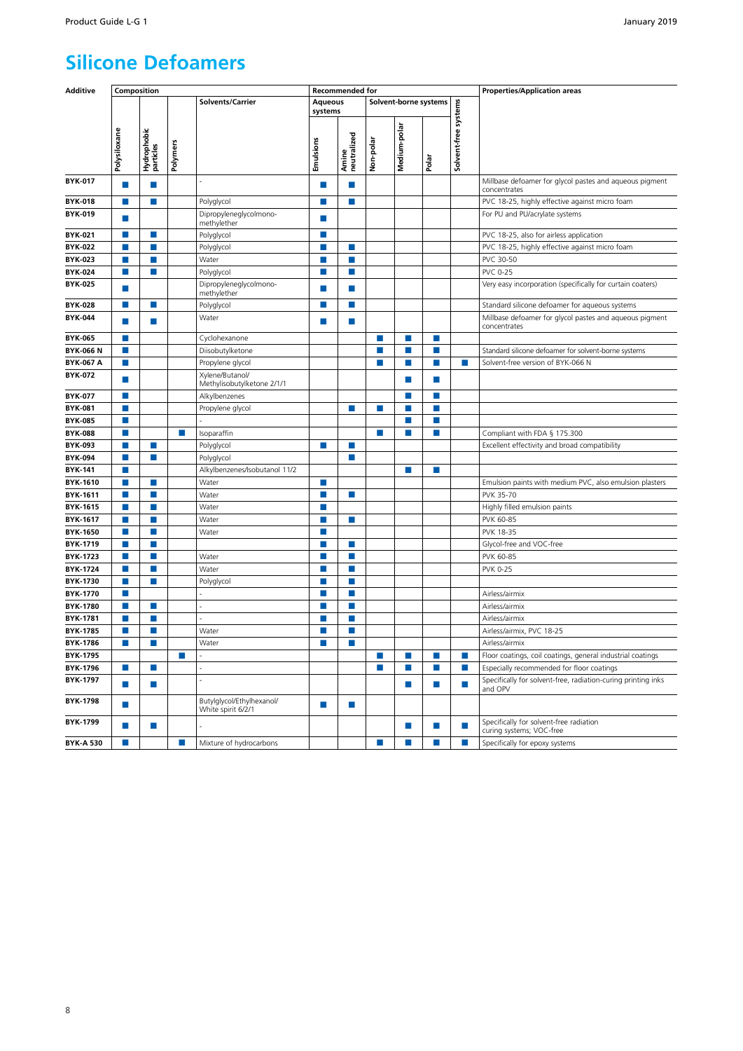# Silicone Defoamers

| Additive | Composition | | | | Recommended for | | | | | | Properties/Application areas |
|---|---|---|---|---|---|---|---|---|---|---|---|
| | | | | Solvents/Carrier | Aqueous systems | | Solvent-borne systems | | | Solvent-free systems | |
| | Polysiloxane | Hydrophobic particles | Polymers | | Emulsions | Amine neutralized | Non-polar | Medium-polar | Polar | | |
| **BYK-017** | ■ | ■ | | - | ■ | ■ | | | | | Millbase defoamer for glycol pastes and aqueous pigment concentrates |
| **BYK-018** | ■ | ■ | | Polyglycol | ■ | ■ | | | | | PVC 18-25, highly effective against micro foam |
| **BYK-019** | ■ | | | Dipropyleneglycolmono-methylether | ■ | | | | | | For PU and PU/acrylate systems |
| **BYK-021** | ■ | ■ | | Polyglycol | ■ | | | | | | PVC 18-25, also for airless application |
| **BYK-022** | ■ | ■ | | Polyglycol | ■ | ■ | | | | | PVC 18-25, highly effective against micro foam |
| **BYK-023** | ■ | ■ | | Water | ■ | ■ | | | | | PVC 30-50 |
| **BYK-024** | ■ | ■ | | Polyglycol | ■ | ■ | | | | | PVC 0-25 |
| **BYK-025** | ■ | | | Dipropyleneglycolmono-methylether | ■ | ■ | | | | | Very easy incorporation (specifically for curtain coaters) |
| **BYK-028** | ■ | ■ | | Polyglycol | ■ | ■ | | | | | Standard silicone defoamer for aqueous systems |
| **BYK-044** | ■ | ■ | | Water | ■ | ■ | | | | | Millbase defoamer for glycol pastes and aqueous pigment concentrates |
| **BYK-065** | ■ | | | Cyclohexanone | | | ■ | ■ | ■ | | |
| **BYK-066 N** | ■ | | | Diisobutylketone | | | ■ | ■ | ■ | | Standard silicone defoamer for solvent-borne systems |
| **BYK-067 A** | ■ | | | Propylene glycol | | | ■ | ■ | ■ | ■ | Solvent-free version of BYK-066 N |
| **BYK-072** | ■ | | | Xylene/Butanol/ Methylisobutylketone 2/1/1 | | | | ■ | ■ | | |
| **BYK-077** | ■ | | | Alkylbenzenes | | | | ■ | ■ | | |
| **BYK-081** | ■ | | | Propylene glycol | | ■ | ■ | ■ | ■ | | |
| **BYK-085** | ■ | | | - | | | | ■ | ■ | | |
| **BYK-088** | ■ | | ■ | Isoparaffin | | | ■ | ■ | ■ | | Compliant with FDA § 175.300 |
| **BYK-093** | ■ | ■ | | Polyglycol | ■ | ■ | | | | | Excellent effectivity and broad compatibility |
| **BYK-094** | ■ | ■ | | Polyglycol | | ■ | | | | | |
| **BYK-141** | ■ | | | Alkylbenzenes/Isobutanol 11/2 | | | | ■ | ■ | | |
| **BYK-1610** | ■ | ■ | | Water | ■ | | | | | | Emulsion paints with medium PVC, also emulsion plasters |
| **BYK-1611** | ■ | ■ | | Water | ■ | ■ | | | | | PVK 35-70 |
| **BYK-1615** | ■ | ■ | | Water | ■ | | | | | | Highly filled emulsion paints |
| **BYK-1617** | ■ | ■ | | Water | ■ | ■ | | | | | PVK 60-85 |
| **BYK-1650** | ■ | ■ | | Water | ■ | | | | | | PVK 18-35 |
| **BYK-1719** | ■ | ■ | | | ■ | ■ | | | | | Glycol-free and VOC-free |
| **BYK-1723** | ■ | ■ | | Water | ■ | ■ | | | | | PVK 60-85 |
| **BYK-1724** | ■ | ■ | | Water | ■ | ■ | | | | | PVK 0-25 |
| **BYK-1730** | ■ | ■ | | Polyglycol | ■ | ■ | | | | | |
| **BYK-1770** | ■ | | | - | ■ | ■ | | | | | Airless/airmix |
| **BYK-1780** | ■ | ■ | | - | ■ | ■ | | | | | Airless/airmix |
| **BYK-1781** | ■ | ■ | | - | ■ | ■ | | | | | Airless/airmix |
| **BYK-1785** | ■ | ■ | | Water | ■ | ■ | | | | | Airless/airmix, PVC 18-25 |
| **BYK-1786** | ■ | ■ | | Water | ■ | ■ | | | | | Airless/airmix |
| **BYK-1795** | | | ■ | - | | | ■ | ■ | ■ | ■ | Floor coatings, coil coatings, general industrial coatings |
| **BYK-1796** | ■ | ■ | | - | | | ■ | ■ | ■ | ■ | Especially recommended for floor coatings |
| **BYK-1797** | ■ | ■ | | - | | | | ■ | ■ | ■ | Specifically for solvent-free, radiation-curing printing inks and OPV |
| **BYK-1798** | ■ | | | Butylglycol/Ethylhexanol/ White spirit 6/2/1 | ■ | ■ | | | | | |
| **BYK-1799** | ■ | ■ | | - | | | | ■ | ■ | ■ | Specifically for solvent-free radiation curing systems; VOC-free |
| **BYK-A 530** | ■ | | ■ | Mixture of hydrocarbons | | | ■ | ■ | ■ | ■ | Specifically for epoxy systems |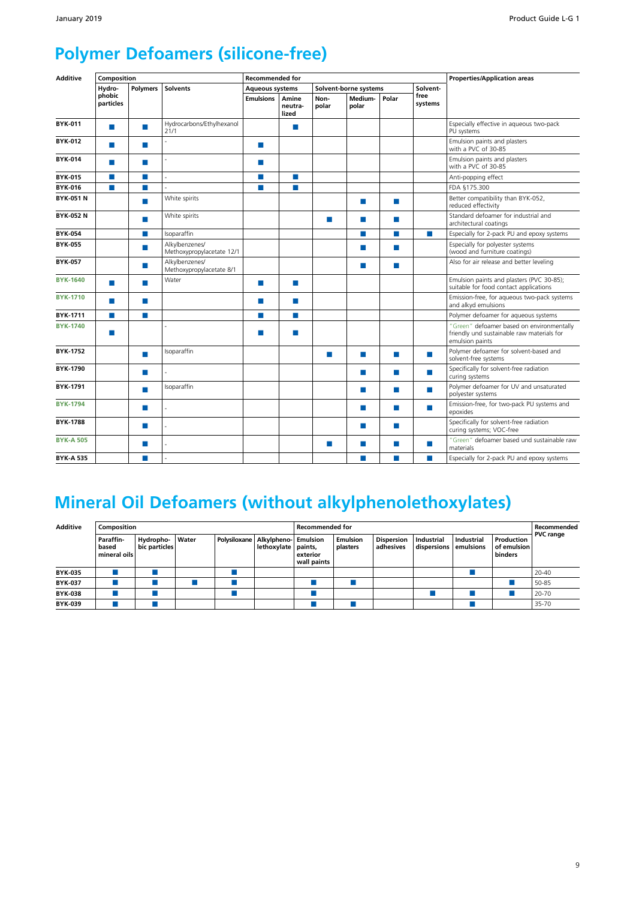# Polymer Defoamers (silicone-free)

| Additive | Composition | | | Recommended for | | | | | | Properties/Application areas |
|---|---|---|---|---|---|---|---|---|---|---|
| | Hydro-phobic particles | Polymers | Solvents | Aqueous systems | | Solvent-borne systems | | | Solvent-free systems | |
| | | | | Emulsions | Amine neutra-lized | Non-polar | Medium-polar | Polar | | |
| BYK-011 | ■ | ■ | Hydrocarbons/Ethylhexanol 21/1 | | ■ | | | | | Especially effective in aqueous two-pack PU systems |
| BYK-012 | ■ | ■ | - | ■ | | | | | | Emulsion paints and plasters with a PVC of 30-85 |
| BYK-014 | ■ | ■ | - | ■ | | | | | | Emulsion paints and plasters with a PVC of 30-85 |
| BYK-015 | ■ | ■ | - | ■ | ■ | | | | | Anti-popping effect |
| BYK-016 | ■ | ■ | - | ■ | ■ | | | | | FDA §175.300 |
| BYK-051 N | | ■ | White spirits | | | | ■ | ■ | | Better compatibility than BYK-052, reduced effectivity |
| BYK-052 N | | ■ | White spirits | | | ■ | ■ | ■ | | Standard defoamer for industrial and architectural coatings |
| BYK-054 | | ■ | Isoparaffin | | | | ■ | ■ | ■ | Especially for 2-pack PU and epoxy systems |
| BYK-055 | | ■ | Alkylbenzenes/ Methoxypropylacetate 12/1 | | | | ■ | ■ | | Especially for polyester systems (wood and furniture coatings) |
| BYK-057 | | ■ | Alkylbenzenes/ Methoxypropylacetate 8/1 | | | | ■ | ■ | | Also for air release and better leveling |
| BYK-1640 | ■ | ■ | Water | ■ | ■ | | | | | Emulsion paints and plasters (PVC 30-85); suitable for food contact applications |
| BYK-1710 | ■ | ■ | | ■ | ■ | | | | | Emission-free, for aqueous two-pack systems and alkyd emulsions |
| BYK-1711 | ■ | ■ | | ■ | ■ | | | | | Polymer defoamer for aqueous systems |
| BYK-1740 | ■ | | - | ■ | ■ | | | | | "Green" defoamer based on environmentally friendly und sustainable raw materials for emulsion paints |
| BYK-1752 | | ■ | Isoparaffin | | | ■ | ■ | ■ | ■ | Polymer defoamer for solvent-based and solvent-free systems |
| BYK-1790 | | ■ | - | | | | ■ | ■ | ■ | Specifically for solvent-free radiation curing systems |
| BYK-1791 | | ■ | Isoparaffin | | | | ■ | ■ | ■ | Polymer defoamer for UV and unsaturated polyester systems |
| BYK-1794 | | ■ | - | | | | ■ | ■ | ■ | Emission-free, for two-pack PU systems and epoxides |
| BYK-1788 | | ■ | - | | | | ■ | ■ | | Specifically for solvent-free radiation curing systems; VOC-free |
| BYK-A 505 | | ■ | - | | | ■ | ■ | ■ | ■ | "Green" defoamer based und sustainable raw materials |
| BYK-A 535 | | ■ | - | | | | ■ | ■ | ■ | Especially for 2-pack PU and epoxy systems |

# Mineral Oil Defoamers (without alkylphenolethoxylates)

| Additive | Composition | | | | | Recommended for | | | | | | Recommended PVC range |
|---|---|---|---|---|---|---|---|---|---|---|---|---|
| | Paraffin-based mineral oils | Hydropho-bic particles | Water | Polysiloxane | Alkylpheno-lethoxylate | Emulsion paints, exterior wall paints | Emulsion plasters | Dispersion adhesives | Industrial dispersions | Industrial emulsions | Production of emulsion binders | |
| BYK-035 | ■ | ■ | | ■ | | | | | | ■ | | 20-40 |
| BYK-037 | ■ | ■ | ■ | ■ | | ■ | ■ | | | | ■ | 50-85 |
| BYK-038 | ■ | ■ | | ■ | | ■ | | | ■ | ■ | ■ | 20-70 |
| BYK-039 | ■ | ■ | | | | ■ | ■ | | | ■ | | 35-70 |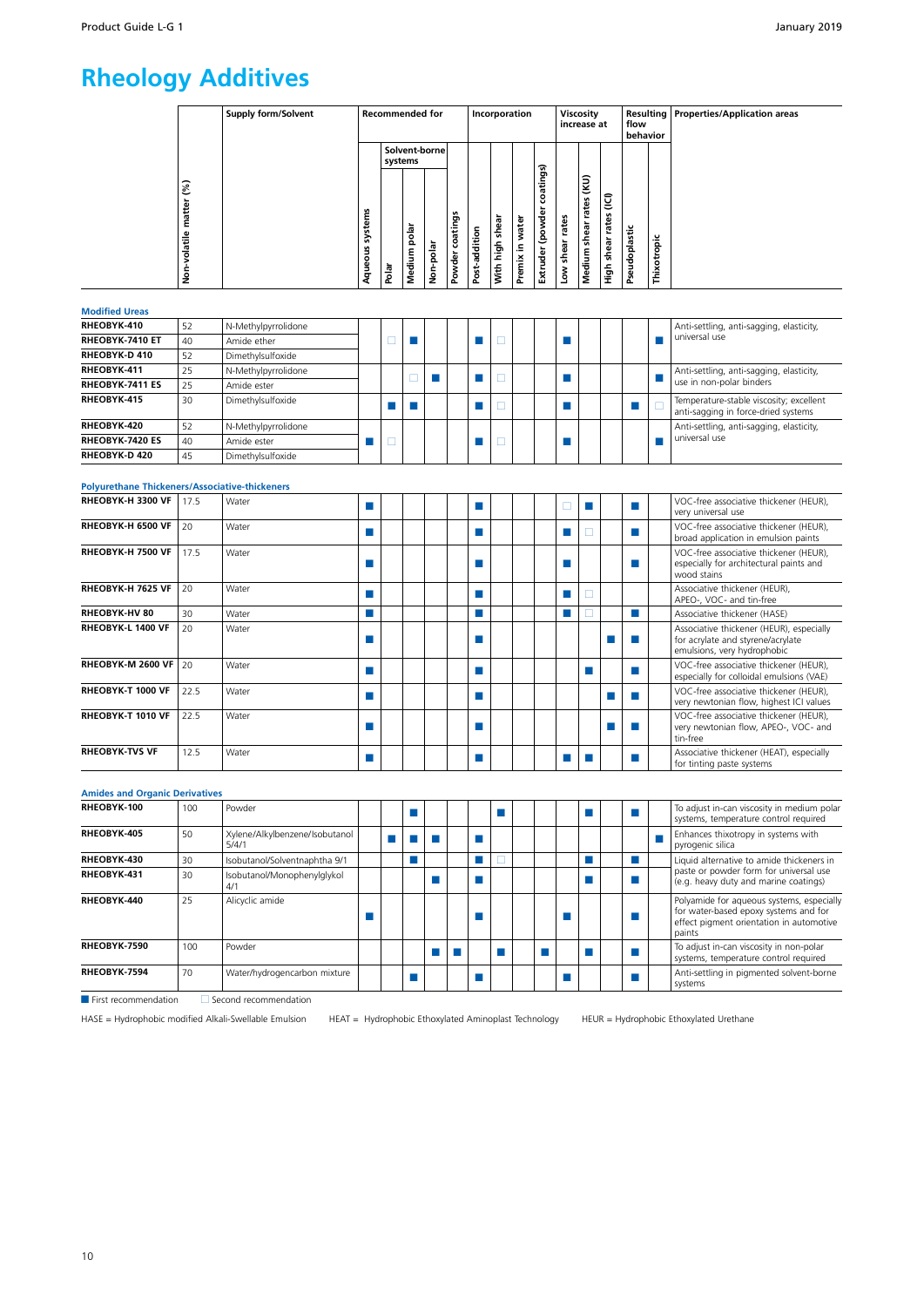# Rheology Additives

| Product | Non-volatile matter (%) | Supply form/Solvent | Recommended for: Aqueous systems | Recommended for: Solvent-borne systems: Polar | Recommended for: Solvent-borne systems: Medium polar | Recommended for: Solvent-borne systems: Non-polar | Recommended for: Powder coatings | Incorporation: Post-addition | Incorporation: With high shear | Incorporation: Premix in water | Incorporation: Extruder (powder coatings) | Viscosity increase at: Low shear rates | Viscosity increase at: Medium shear rates (KU) | Viscosity increase at: High shear rates (ICI) | Resulting flow behavior: Pseudoplastic | Resulting flow behavior: Thixotropic | Properties/Application areas |
|---|---|---|---|---|---|---|---|---|---|---|---|---|---|---|---|---|---|
| **Modified Ureas** | | | | | | | | | | | | | | | | | |
| **RHEOBYK-410** | 52 | N-Methylpyrrolidone | | □ | ■ | | | ■ | □ | | | ■ | | | | ■ | Anti-settling, anti-sagging, elasticity, universal use |
| **RHEOBYK-7410 ET** | 40 | Amide ether | | □ | ■ | | | ■ | □ | | | ■ | | | | ■ | Anti-settling, anti-sagging, elasticity, universal use |
| **RHEOBYK-D 410** | 52 | Dimethylsulfoxide | | □ | ■ | | | ■ | □ | | | ■ | | | | ■ | Anti-settling, anti-sagging, elasticity, universal use |
| **RHEOBYK-411** | 25 | N-Methylpyrrolidone | | | □ | ■ | | ■ | □ | | | ■ | | | | ■ | Anti-settling, anti-sagging, elasticity, use in non-polar binders |
| **RHEOBYK-7411 ES** | 25 | Amide ester | | | □ | ■ | | ■ | □ | | | ■ | | | | ■ | Anti-settling, anti-sagging, elasticity, use in non-polar binders |
| **RHEOBYK-415** | 30 | Dimethylsulfoxide | | ■ | ■ | | | ■ | □ | | | ■ | | | ■ | □ | Temperature-stable viscosity; excellent anti-sagging in force-dried systems |
| **RHEOBYK-420** | 52 | N-Methylpyrrolidone | ■ | □ | | | | ■ | □ | | | ■ | | | | ■ | Anti-settling, anti-sagging, elasticity, universal use |
| **RHEOBYK-7420 ES** | 40 | Amide ester | ■ | □ | | | | ■ | □ | | | ■ | | | | ■ | Anti-settling, anti-sagging, elasticity, universal use |
| **RHEOBYK-D 420** | 45 | Dimethylsulfoxide | ■ | □ | | | | ■ | □ | | | ■ | | | | ■ | Anti-settling, anti-sagging, elasticity, universal use |
| **Polyurethane Thickeners/Associative-thickeners** | | | | | | | | | | | | | | | | | |
| **RHEOBYK-H 3300 VF** | 17.5 | Water | ■ | | | | | ■ | | | | □ | ■ | | ■ | | VOC-free associative thickener (HEUR), very universal use |
| **RHEOBYK-H 6500 VF** | 20 | Water | ■ | | | | | ■ | | | | ■ | □ | | ■ | | VOC-free associative thickener (HEUR), broad application in emulsion paints |
| **RHEOBYK-H 7500 VF** | 17.5 | Water | ■ | | | | | ■ | | | | ■ | | | ■ | | VOC-free associative thickener (HEUR), especially for architectural paints and wood stains |
| **RHEOBYK-H 7625 VF** | 20 | Water | ■ | | | | | ■ | | | | ■ | □ | | | | Associative thickener (HEUR), APEO-, VOC- and tin-free |
| **RHEOBYK-HV 80** | 30 | Water | ■ | | | | | ■ | | | | ■ | □ | | ■ | | Associative thickener (HASE) |
| **RHEOBYK-L 1400 VF** | 20 | Water | ■ | | | | | ■ | | | | | | ■ | ■ | | Associative thickener (HEUR), especially for acrylate and styrene/acrylate emulsions, very hydrophobic |
| **RHEOBYK-M 2600 VF** | 20 | Water | ■ | | | | | ■ | | | | | ■ | | ■ | | VOC-free associative thickener (HEUR), especially for colloidal emulsions (VAE) |
| **RHEOBYK-T 1000 VF** | 22.5 | Water | ■ | | | | | ■ | | | | | | ■ | ■ | | VOC-free associative thickener (HEUR), very newtonian flow, highest ICI values |
| **RHEOBYK-T 1010 VF** | 22.5 | Water | ■ | | | | | ■ | | | | | | ■ | ■ | | VOC-free associative thickener (HEUR), very newtonian flow, APEO-, VOC- and tin-free |
| **RHEOBYK-TVS VF** | 12.5 | Water | ■ | | | | | ■ | | | | ■ | ■ | | ■ | | Associative thickener (HEAT), especially for tinting paste systems |
| **Amides and Organic Derivatives** | | | | | | | | | | | | | | | | | |
| **RHEOBYK-100** | 100 | Powder | | | ■ | | | | ■ | | | | ■ | | ■ | | To adjust in-can viscosity in medium polar systems, temperature control required |
| **RHEOBYK-405** | 50 | Xylene/Alkylbenzene/Isobutanol 5/4/1 | | ■ | ■ | ■ | | ■ | | | | | | | | ■ | Enhances thixotropy in systems with pyrogenic silica |
| **RHEOBYK-430** | 30 | Isobutanol/Solventnaphtha 9/1 | | | ■ | | | ■ | □ | | | | ■ | | ■ | | Liquid alternative to amide thickeners in paste or powder form for universal use (e.g. heavy duty and marine coatings) |
| **RHEOBYK-431** | 30 | Isobutanol/Monophenylglykol 4/1 | | | | ■ | | ■ | | | | | ■ | | ■ | | Liquid alternative to amide thickeners in paste or powder form for universal use (e.g. heavy duty and marine coatings) |
| **RHEOBYK-440** | 25 | Alicyclic amide | ■ | | | | | ■ | | | | ■ | | | ■ | | Polyamide for aqueous systems, especially for water-based epoxy systems and for effect pigment orientation in automotive paints |
| **RHEOBYK-7590** | 100 | Powder | | | | ■ | ■ | | ■ | | ■ | | ■ | | ■ | | To adjust in-can viscosity in non-polar systems, temperature control required |
| **RHEOBYK-7594** | 70 | Water/hydrogencarbon mixture | | | ■ | | | ■ | | | | ■ | | | ■ | | Anti-settling in pigmented solvent-borne systems |

■ First recommendation □ Second recommendation

HASE = Hydrophobic modified Alkali-Swellable Emulsion HEAT = Hydrophobic Ethoxylated Aminoplast Technology HEUR = Hydrophobic Ethoxylated Urethane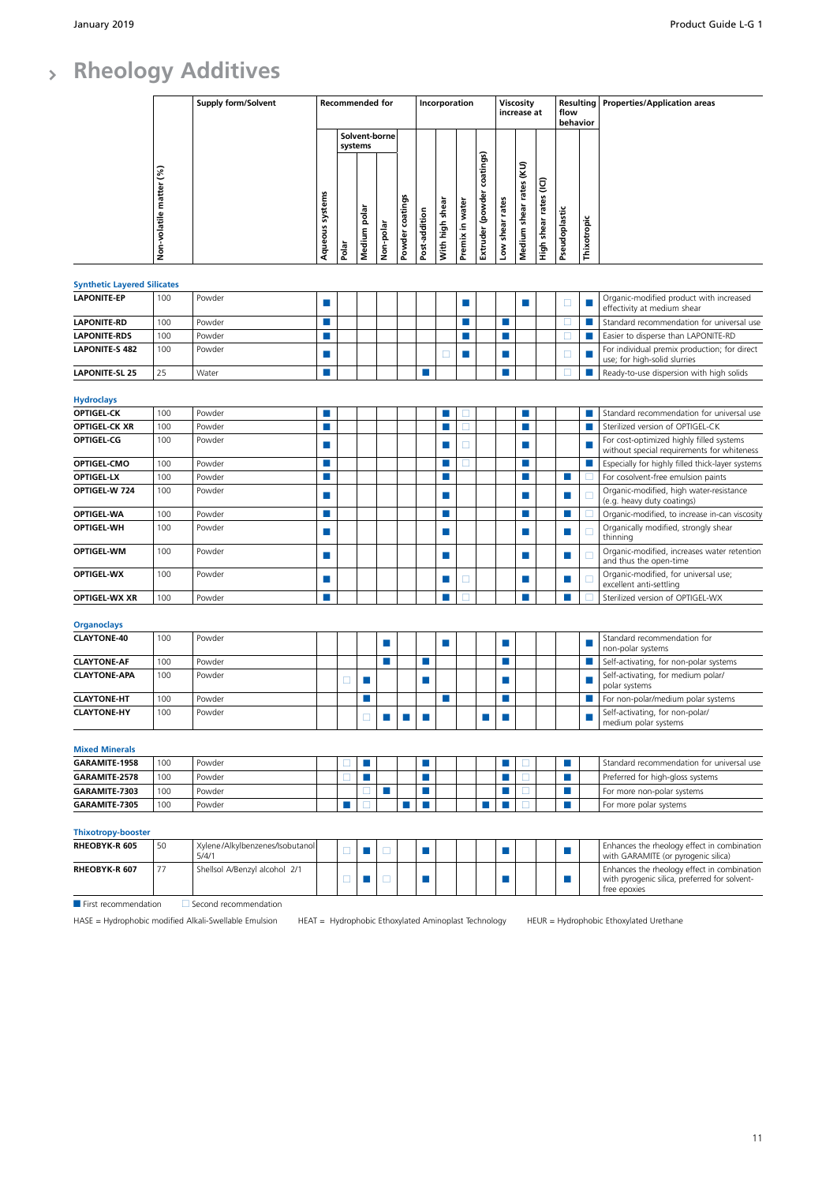# Rheology Additives

| Product | Non-volatile matter (%) | Supply form/Solvent | Recommended for: Aqueous systems | Recommended for: Solvent-borne systems: Polar | Recommended for: Solvent-borne systems: Medium polar | Recommended for: Solvent-borne systems: Non-polar | Recommended for: Powder coatings | Incorporation: Post-addition | Incorporation: With high shear | Incorporation: Premix in water | Incorporation: Extruder (powder coatings) | Viscosity increase at: Low shear rates | Viscosity increase at: Medium shear rates (KU) | Viscosity increase at: High shear rates (ICI) | Resulting flow behavior: Pseudoplastic | Resulting flow behavior: Thixotropic | Properties/Application areas |
|---|---|---|---|---|---|---|---|---|---|---|---|---|---|---|---|---|---|
| **Synthetic Layered Silicates** | | | | | | | | | | | | | | | | | |
| **LAPONITE-EP** | 100 | Powder | ■ | | | | | | | ■ | | | ■ | | □ | ■ | Organic-modified product with increased effectivity at medium shear |
| **LAPONITE-RD** | 100 | Powder | ■ | | | | | | | ■ | | ■ | | | □ | ■ | Standard recommendation for universal use |
| **LAPONITE-RDS** | 100 | Powder | ■ | | | | | | | ■ | | ■ | | | □ | ■ | Easier to disperse than LAPONITE-RD |
| **LAPONITE-S 482** | 100 | Powder | ■ | | | | | | □ | ■ | | ■ | | | □ | ■ | For individual premix production; for direct use; for high-solid slurries |
| **LAPONITE-SL 25** | 25 | Water | ■ | | | | | ■ | | | | ■ | | | □ | ■ | Ready-to-use dispersion with high solids |
| **Hydroclays** | | | | | | | | | | | | | | | | | |
| **OPTIGEL-CK** | 100 | Powder | ■ | | | | | | ■ | □ | | | ■ | | | ■ | Standard recommendation for universal use |
| **OPTIGEL-CK XR** | 100 | Powder | ■ | | | | | | ■ | □ | | | ■ | | | ■ | Sterilized version of OPTIGEL-CK |
| **OPTIGEL-CG** | 100 | Powder | ■ | | | | | | ■ | □ | | | ■ | | | ■ | For cost-optimized highly filled systems without special requirements for whiteness |
| **OPTIGEL-CMO** | 100 | Powder | ■ | | | | | | ■ | □ | | | ■ | | | ■ | Especially for highly filled thick-layer systems |
| **OPTIGEL-LX** | 100 | Powder | ■ | | | | | | ■ | | | | ■ | | ■ | □ | For cosolvent-free emulsion paints |
| **OPTIGEL-W 724** | 100 | Powder | ■ | | | | | | ■ | | | | ■ | | ■ | □ | Organic-modified, high water-resistance (e.g. heavy duty coatings) |
| **OPTIGEL-WA** | 100 | Powder | ■ | | | | | | ■ | | | | ■ | | ■ | □ | Organic-modified, to increase in-can viscosity |
| **OPTIGEL-WH** | 100 | Powder | ■ | | | | | | ■ | | | | ■ | | ■ | □ | Organically modified, strongly shear thinning |
| **OPTIGEL-WM** | 100 | Powder | ■ | | | | | | ■ | | | | ■ | | ■ | □ | Organic-modified, increases water retention and thus the open-time |
| **OPTIGEL-WX** | 100 | Powder | ■ | | | | | | ■ | □ | | | ■ | | ■ | □ | Organic-modified, for universal use; excellent anti-settling |
| **OPTIGEL-WX XR** | 100 | Powder | ■ | | | | | | ■ | □ | | | ■ | | ■ | □ | Sterilized version of OPTIGEL-WX |
| **Organoclays** | | | | | | | | | | | | | | | | | |
| **CLAYTONE-40** | 100 | Powder | | | | ■ | | | ■ | | | ■ | | | | ■ | Standard recommendation for non-polar systems |
| **CLAYTONE-AF** | 100 | Powder | | | | ■ | | ■ | | | | ■ | | | | ■ | Self-activating, for non-polar systems |
| **CLAYTONE-APA** | 100 | Powder | | □ | ■ | | | ■ | | | | ■ | | | | ■ | Self-activating, for medium polar/ polar systems |
| **CLAYTONE-HT** | 100 | Powder | | | ■ | | | | ■ | | | ■ | | | | ■ | For non-polar/medium polar systems |
| **CLAYTONE-HY** | 100 | Powder | | | □ | ■ | ■ | ■ | | | ■ | ■ | | | | ■ | Self-activating, for non-polar/ medium polar systems |
| **Mixed Minerals** | | | | | | | | | | | | | | | | | |
| **GARAMITE-1958** | 100 | Powder | | □ | ■ | | | ■ | | | | ■ | □ | | ■ | | Standard recommendation for universal use |
| **GARAMITE-2578** | 100 | Powder | | □ | ■ | | | ■ | | | | ■ | □ | | ■ | | Preferred for high-gloss systems |
| **GARAMITE-7303** | 100 | Powder | | | □ | ■ | | ■ | | | | ■ | □ | | ■ | | For more non-polar systems |
| **GARAMITE-7305** | 100 | Powder | | ■ | □ | | ■ | ■ | | | ■ | ■ | □ | | ■ | | For more polar systems |
| **Thixotropy-booster** | | | | | | | | | | | | | | | | | |
| **RHEOBYK-R 605** | 50 | Xylene/Alkylbenzenes/Isobutanol 5/4/1 | | □ | ■ | □ | | ■ | | | | ■ | | | ■ | | Enhances the rheology effect in combination with GARAMITE (or pyrogenic silica) |
| **RHEOBYK-R 607** | 77 | Shellsol A/Benzyl alcohol 2/1 | | □ | ■ | □ | | ■ | | | | ■ | | | ■ | | Enhances the rheology effect in combination with pyrogenic silica, preferred for solvent-free epoxies |

■ First recommendation □ Second recommendation

HASE = Hydrophobic modified Alkali-Swellable Emulsion HEAT = Hydrophobic Ethoxylated Aminoplast Technology HEUR = Hydrophobic Ethoxylated Urethane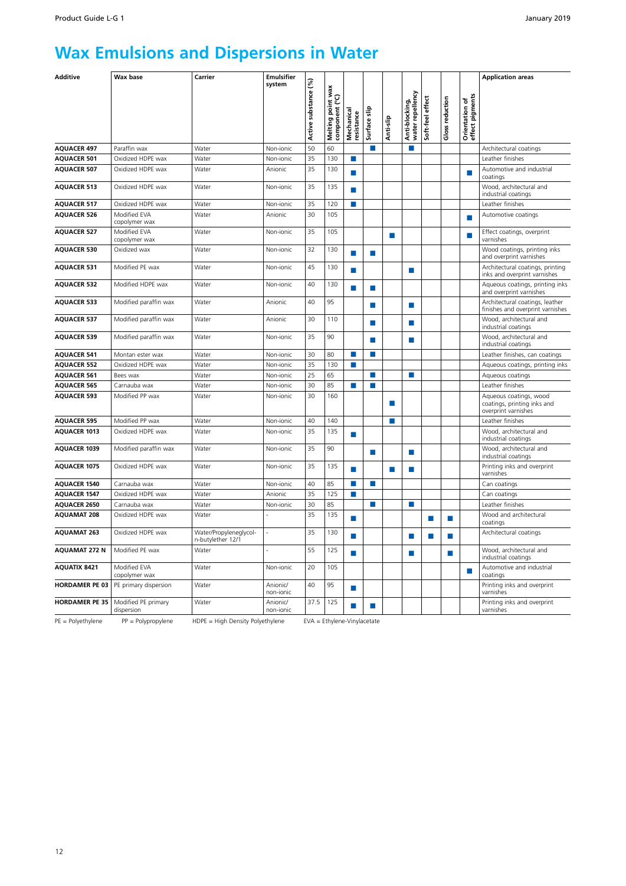# Wax Emulsions and Dispersions in Water

| Additive | Wax base | Carrier | Emulsifier system | Active substance (%) | Melting point wax component (°C) | Mechanical resistance | Surface slip | Anti-slip | Anti-blocking, water repellency | Soft-feel effect | Gloss reduction | Orientation of effect pigments | Application areas |
|---|---|---|---|---|---|---|---|---|---|---|---|---|---|
| **AQUACER 497** | Paraffin wax | Water | Non-ionic | 50 | 60 | | ■ | | ■ | | | | Architectural coatings |
| **AQUACER 501** | Oxidized HDPE wax | Water | Non-ionic | 35 | 130 | ■ | | | | | | | Leather finishes |
| **AQUACER 507** | Oxidized HDPE wax | Water | Anionic | 35 | 130 | ■ | | | | | | ■ | Automotive and industrial coatings |
| **AQUACER 513** | Oxidized HDPE wax | Water | Non-ionic | 35 | 135 | ■ | | | | | | | Wood, architectural and industrial coatings |
| **AQUACER 517** | Oxidized HDPE wax | Water | Non-ionic | 35 | 120 | ■ | | | | | | | Leather finishes |
| **AQUACER 526** | Modified EVA copolymer wax | Water | Anionic | 30 | 105 | | | | | | | ■ | Automotive coatings |
| **AQUACER 527** | Modified EVA copolymer wax | Water | Non-ionic | 35 | 105 | | | ■ | | | | ■ | Effect coatings, overprint varnishes |
| **AQUACER 530** | Oxidized wax | Water | Non-ionic | 32 | 130 | ■ | ■ | | | | | | Wood coatings, printing inks and overprint varnishes |
| **AQUACER 531** | Modified PE wax | Water | Non-ionic | 45 | 130 | ■ | | | ■ | | | | Architectural coatings, printing inks and overprint varnishes |
| **AQUACER 532** | Modified HDPE wax | Water | Non-ionic | 40 | 130 | ■ | ■ | | | | | | Aqueous coatings, printing inks and overprint varnishes |
| **AQUACER 533** | Modified paraffin wax | Water | Anionic | 40 | 95 | | ■ | | ■ | | | | Architectural coatings, leather finishes and overprint varnishes |
| **AQUACER 537** | Modified paraffin wax | Water | Anionic | 30 | 110 | | ■ | | ■ | | | | Wood, architectural and industrial coatings |
| **AQUACER 539** | Modified paraffin wax | Water | Non-ionic | 35 | 90 | | ■ | | ■ | | | | Wood, architectural and industrial coatings |
| **AQUACER 541** | Montan ester wax | Water | Non-ionic | 30 | 80 | ■ | ■ | | | | | | Leather finishes, can coatings |
| **AQUACER 552** | Oxidized HDPE wax | Water | Non-ionic | 35 | 130 | ■ | | | | | | | Aqueous coatings, printing inks |
| **AQUACER 561** | Bees wax | Water | Non-ionic | 25 | 65 | | ■ | | ■ | | | | Aqueous coatings |
| **AQUACER 565** | Carnauba wax | Water | Non-ionic | 30 | 85 | ■ | ■ | | | | | | Leather finishes |
| **AQUACER 593** | Modified PP wax | Water | Non-ionic | 30 | 160 | | | ■ | | | | | Aqueous coatings, wood coatings, printing inks and overprint varnishes |
| **AQUACER 595** | Modified PP wax | Water | Non-ionic | 40 | 140 | | | ■ | | | | | Leather finishes |
| **AQUACER 1013** | Oxidized HDPE wax | Water | Non-ionic | 35 | 135 | ■ | | | | | | | Wood, architectural and industrial coatings |
| **AQUACER 1039** | Modified paraffin wax | Water | Non-ionic | 35 | 90 | | ■ | | ■ | | | | Wood, architectural and industrial coatings |
| **AQUACER 1075** | Oxidized HDPE wax | Water | Non-ionic | 35 | 135 | ■ | | ■ | ■ | | | | Printing inks and overprint varnishes |
| **AQUACER 1540** | Carnauba wax | Water | Non-ionic | 40 | 85 | ■ | ■ | | | | | | Can coatings |
| **AQUACER 1547** | Oxidized HDPE wax | Water | Anionic | 35 | 125 | ■ | | | | | | | Can coatings |
| **AQUACER 2650** | Carnauba wax | Water | Non-ionic | 30 | 85 | | ■ | | ■ | | | | Leather finishes |
| **AQUAMAT 208** | Oxidized HDPE wax | Water | - | 35 | 135 | ■ | | | | ■ | ■ | | Wood and architectural coatings |
| **AQUAMAT 263** | Oxidized HDPE wax | Water/Propyleneglycol-n-butylether 12/1 | - | 35 | 130 | ■ | | | ■ | ■ | ■ | | Architectural coatings |
| **AQUAMAT 272 N** | Modified PE wax | Water | - | 55 | 125 | ■ | | | ■ | | ■ | | Wood, architectural and industrial coatings |
| **AQUATIX 8421** | Modified EVA copolymer wax | Water | Non-ionic | 20 | 105 | | | | | | | ■ | Automotive and industrial coatings |
| **HORDAMER PE 03** | PE primary dispersion | Water | Anionic/non-ionic | 40 | 95 | ■ | | | | | | | Printing inks and overprint varnishes |
| **HORDAMER PE 35** | Modified PE primary dispersion | Water | Anionic/non-ionic | 37.5 | 125 | ■ | ■ | | | | | | Printing inks and overprint varnishes |

PE = Polyethylene  PP = Polypropylene  HDPE = High Density Polyethylene  EVA = Ethylene-Vinylacetate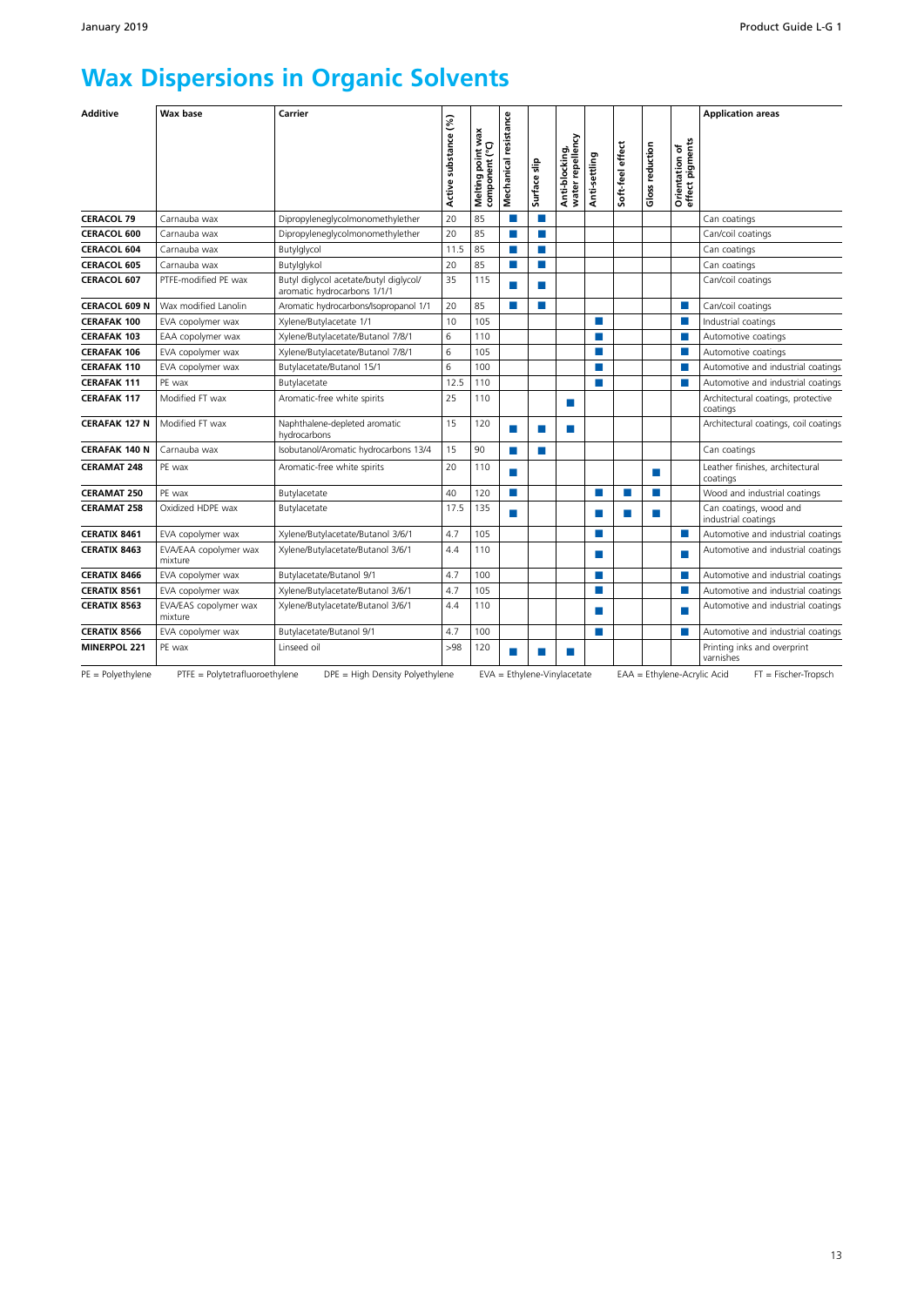# Wax Dispersions in Organic Solvents

| Additive | Wax base | Carrier | Active substance (%) | Melting point wax component (°C) | Mechanical resistance | Surface slip | Anti-blocking, water repellency | Anti-settling | Soft-feel effect | Gloss reduction | Orientation of effect pigments | Application areas |
|---|---|---|---|---|---|---|---|---|---|---|---|---|
| **CERACOL 79** | Carnauba wax | Dipropyleneglycolmonomethylether | 20 | 85 | ■ | ■ | | | | | | Can coatings |
| **CERACOL 600** | Carnauba wax | Dipropyleneglycolmonomethylether | 20 | 85 | ■ | ■ | | | | | | Can/coil coatings |
| **CERACOL 604** | Carnauba wax | Butylglycol | 11.5 | 85 | ■ | ■ | | | | | | Can coatings |
| **CERACOL 605** | Carnauba wax | Butylglykol | 20 | 85 | ■ | ■ | | | | | | Can coatings |
| **CERACOL 607** | PTFE-modified PE wax | Butyl diglycol acetate/butyl diglycol/ aromatic hydrocarbons 1/1/1 | 35 | 115 | ■ | ■ | | | | | | Can/coil coatings |
| **CERACOL 609 N** | Wax modified Lanolin | Aromatic hydrocarbons/Isopropanol 1/1 | 20 | 85 | ■ | ■ | | | | | ■ | Can/coil coatings |
| **CERAFAK 100** | EVA copolymer wax | Xylene/Butylacetate 1/1 | 10 | 105 | | | | ■ | | | ■ | Industrial coatings |
| **CERAFAK 103** | EAA copolymer wax | Xylene/Butylacetate/Butanol 7/8/1 | 6 | 110 | | | | ■ | | | ■ | Automotive coatings |
| **CERAFAK 106** | EVA copolymer wax | Xylene/Butylacetate/Butanol 7/8/1 | 6 | 105 | | | | ■ | | | ■ | Automotive coatings |
| **CERAFAK 110** | EVA copolymer wax | Butylacetate/Butanol 15/1 | 6 | 100 | | | | ■ | | | ■ | Automotive and industrial coatings |
| **CERAFAK 111** | PE wax | Butylacetate | 12.5 | 110 | | | | ■ | | | ■ | Automotive and industrial coatings |
| **CERAFAK 117** | Modified FT wax | Aromatic-free white spirits | 25 | 110 | | | ■ | | | | | Architectural coatings, protective coatings |
| **CERAFAK 127 N** | Modified FT wax | Naphthalene-depleted aromatic hydrocarbons | 15 | 120 | ■ | ■ | ■ | | | | | Architectural coatings, coil coatings |
| **CERAFAK 140 N** | Carnauba wax | Isobutanol/Aromatic hydrocarbons 13/4 | 15 | 90 | ■ | ■ | | | | | | Can coatings |
| **CERAMAT 248** | PE wax | Aromatic-free white spirits | 20 | 110 | ■ | | | | | ■ | | Leather finishes, architectural coatings |
| **CERAMAT 250** | PE wax | Butylacetate | 40 | 120 | ■ | | | ■ | ■ | ■ | | Wood and industrial coatings |
| **CERAMAT 258** | Oxidized HDPE wax | Butylacetate | 17.5 | 135 | ■ | | | ■ | ■ | ■ | | Can coatings, wood and industrial coatings |
| **CERATIX 8461** | EVA copolymer wax | Xylene/Butylacetate/Butanol 3/6/1 | 4.7 | 105 | | | | ■ | | | ■ | Automotive and industrial coatings |
| **CERATIX 8463** | EVA/EAA copolymer wax mixture | Xylene/Butylacetate/Butanol 3/6/1 | 4.4 | 110 | | | | ■ | | | ■ | Automotive and industrial coatings |
| **CERATIX 8466** | EVA copolymer wax | Butylacetate/Butanol 9/1 | 4.7 | 100 | | | | ■ | | | ■ | Automotive and industrial coatings |
| **CERATIX 8561** | EVA copolymer wax | Xylene/Butylacetate/Butanol 3/6/1 | 4.7 | 105 | | | | ■ | | | ■ | Automotive and industrial coatings |
| **CERATIX 8563** | EVA/EAS copolymer wax mixture | Xylene/Butylacetate/Butanol 3/6/1 | 4.4 | 110 | | | | ■ | | | ■ | Automotive and industrial coatings |
| **CERATIX 8566** | EVA copolymer wax | Butylacetate/Butanol 9/1 | 4.7 | 100 | | | | ■ | | | ■ | Automotive and industrial coatings |
| **MINERPOL 221** | PE wax | Linseed oil | >98 | 120 | ■ | ■ | ■ | | | | | Printing inks and overprint varnishes |

PE = Polyethylene  PTFE = Polytetrafluoroethylene  DPE = High Density Polyethylene  EVA = Ethylene-Vinylacetate  EAA = Ethylene-Acrylic Acid  FT = Fischer-Tropsch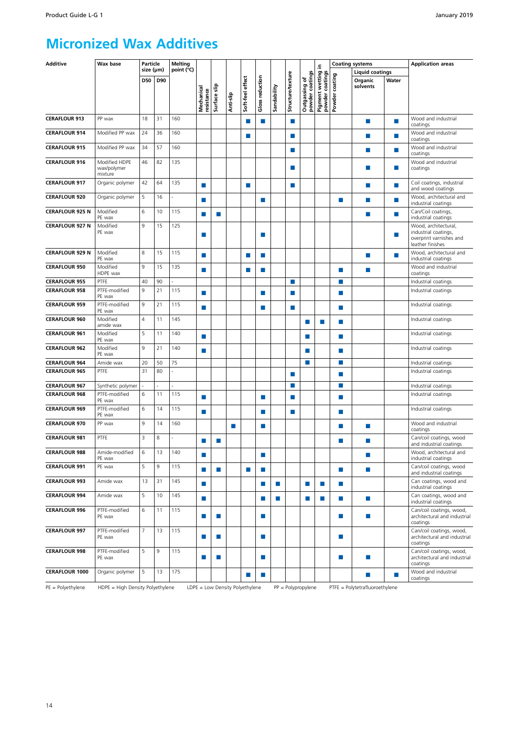# Micronized Wax Additives

| Additive | Wax base | Particle size (µm) | | Melting point (°C) | Mechanical resistance | Surface slip | Anti-slip | Soft-feel effect | Gloss reduction | Sandability | Structure/texture | Outgassing of powder coatings | Pigment wetting in powder coatings | Coating systems | | | Application areas |
|---|---|---|---|---|---|---|---|---|---|---|---|---|---|---|---|---|---|
| | | | | | | | | | | | | | | Powder coating | Liquid coatings | | |
| | | D50 | D90 | | | | | | | | | | | | Organic solvents | Water | |
| **CERAFLOUR 913** | PP wax | 18 | 31 | 160 | | | | ■ | ■ | | ■ | | | | ■ | ■ | Wood and industrial coatings |
| **CERAFLOUR 914** | Modified PP wax | 24 | 36 | 160 | | | | ■ | | | ■ | | | | ■ | ■ | Wood and industrial coatings |
| **CERAFLOUR 915** | Modified PP wax | 34 | 57 | 160 | | | | | | | ■ | | | | ■ | ■ | Wood and industrial coatings |
| **CERAFLOUR 916** | Modified HDPE wax/polymer mixture | 46 | 82 | 135 | | | | | | | ■ | | | | ■ | ■ | Wood and industrial coatings |
| **CERAFLOUR 917** | Organic polymer | 42 | 64 | 135 | ■ | | | ■ | | | ■ | | | | ■ | ■ | Coil coatings, industrial and wood coatings |
| **CERAFLOUR 920** | Organic polymer | 5 | 16 | - | ■ | | | | ■ | | | | | ■ | ■ | ■ | Wood, architectural and industrial coatings |
| **CERAFLOUR 925 N** | Modified PE wax | 6 | 10 | 115 | ■ | ■ | | | | | | | | | ■ | ■ | Can/Coil coatings, industrial coatings |
| **CERAFLOUR 927 N** | Modified PE wax | 9 | 15 | 125 | ■ | | | | ■ | | | | | | | ■ | Wood, architectural, industrial coatings, overprint varnishes and leather finishes |
| **CERAFLOUR 929 N** | Modified PE wax | 8 | 15 | 115 | ■ | | | ■ | ■ | | | | | | ■ | ■ | Wood, architectural and industrial coatings |
| **CERAFLOUR 950** | Modified HDPE wax | 9 | 15 | 135 | ■ | | | ■ | ■ | | | | | ■ | ■ | | Wood and industrial coatings |
| **CERAFLOUR 955** | PTFE | 40 | 90 | - | | | | | | | ■ | | | ■ | | | Industrial coatings |
| **CERAFLOUR 958** | PTFE-modified PE wax | 9 | 21 | 115 | ■ | | | | ■ | | ■ | | | ■ | | | Industrial coatings |
| **CERAFLOUR 959** | PTFE-modified PE wax | 9 | 21 | 115 | ■ | | | | ■ | | ■ | | | ■ | | | Industrial coatings |
| **CERAFLOUR 960** | Modified amide wax | 4 | 11 | 145 | | | | | | | | ■ | ■ | ■ | | | Industrial coatings |
| **CERAFLOUR 961** | Modified PE wax | 5 | 11 | 140 | ■ | | | | | | | ■ | | ■ | | | Industrial coatings |
| **CERAFLOUR 962** | Modified PE wax | 9 | 21 | 140 | ■ | | | | | | | ■ | | ■ | | | Industrial coatings |
| **CERAFLOUR 964** | Amide wax | 20 | 50 | 75 | | | | | | | | ■ | | ■ | | | Industrial coatings |
| **CERAFLOUR 965** | PTFE | 31 | 80 | - | | | | | | | ■ | | | ■ | | | Industrial coatings |
| **CERAFLOUR 967** | Synthetic polymer | - | - | - | | | | | | | ■ | | | ■ | | | Industrial coatings |
| **CERAFLOUR 968** | PTFE-modified PE wax | 6 | 11 | 115 | ■ | | | | ■ | | ■ | | | ■ | | | Industrial coatings |
| **CERAFLOUR 969** | PTFE-modified PE wax | 6 | 14 | 115 | ■ | | | | ■ | | ■ | | | ■ | | | Industrial coatings |
| **CERAFLOUR 970** | PP wax | 9 | 14 | 160 | | | ■ | | ■ | | | | | ■ | ■ | | Wood and industrial coatings |
| **CERAFLOUR 981** | PTFE | 3 | 8 | - | ■ | ■ | | | | | | | | ■ | ■ | | Can/coil coatings, wood and industrial coatings |
| **CERAFLOUR 988** | Amide-modified PE wax | 6 | 13 | 140 | ■ | | | | ■ | | | | | | ■ | | Wood, architectural and industrial coatings |
| **CERAFLOUR 991** | PE wax | 5 | 9 | 115 | ■ | ■ | | ■ | ■ | | | | | ■ | ■ | | Can/coil coatings, wood and industrial coatings |
| **CERAFLOUR 993** | Amide wax | 13 | 31 | 145 | ■ | | | | ■ | ■ | | ■ | ■ | ■ | | | Can coatings, wood and industrial coatings |
| **CERAFLOUR 994** | Amide wax | 5 | 10 | 145 | ■ | | | | ■ | ■ | | ■ | ■ | ■ | ■ | | Can coatings, wood and industrial coatings |
| **CERAFLOUR 996** | PTFE-modified PE wax | 6 | 11 | 115 | ■ | ■ | | | ■ | | | | | ■ | ■ | | Can/coil coatings, wood, architectural and industrial coatings |
| **CERAFLOUR 997** | PTFE-modified PE wax | 7 | 13 | 115 | ■ | ■ | | | ■ | | | | | ■ | | | Can/coil coatings, wood, architectural and industrial coatings |
| **CERAFLOUR 998** | PTFE-modified PE wax | 5 | 9 | 115 | ■ | ■ | | | ■ | | | | | ■ | ■ | | Can/coil coatings, wood, architectural and industrial coatings |
| **CERAFLOUR 1000** | Organic polymer | 5 | 13 | 175 | | | | ■ | ■ | | | | | | ■ | ■ | Wood and industrial coatings |

PE = Polyethylene HDPE = High Density Polyethylene LDPE = Low Density Polyethylene PP = Polypropylene PTFE = Polytetrafluoroethylene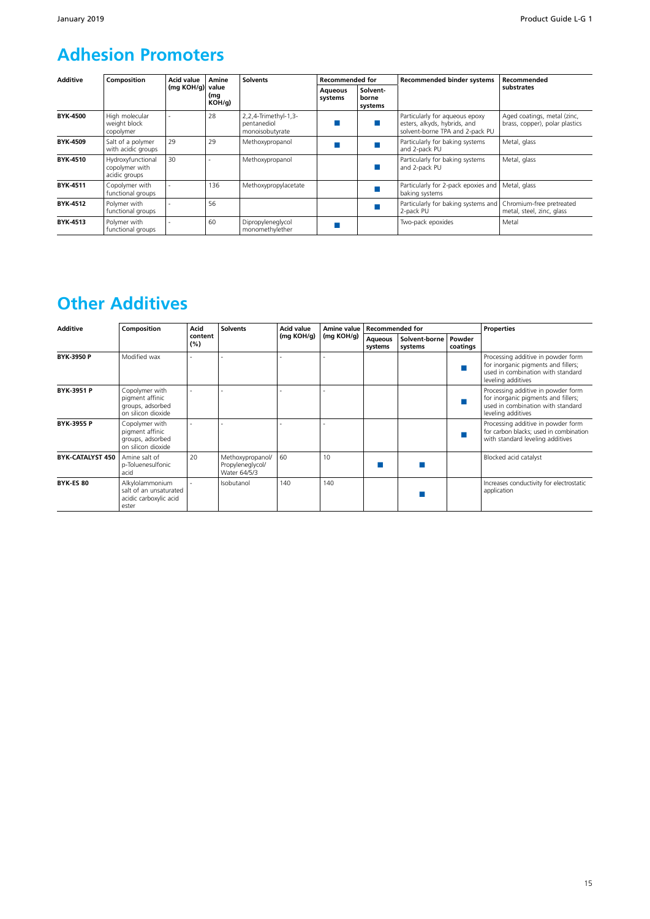# Adhesion Promoters

| Additive | Composition | Acid value (mg KOH/g) | Amine value (mg KOH/g) | Solvents | Recommended for | | Recommended binder systems | Recommended substrates |
|---|---|---|---|---|---|---|---|---|
| | | | | | Aqueous systems | Solvent-borne systems | | |
| **BYK-4500** | High molecular weight block copolymer | - | 28 | 2,2,4-Trimethyl-1,3-pentanediol monoisobutyrate | ■ | ■ | Particularly for aqueous epoxy esters, alkyds, hybrids, and solvent-borne TPA and 2-pack PU | Aged coatings, metal (zinc, brass, copper), polar plastics |
| **BYK-4509** | Salt of a polymer with acidic groups | 29 | 29 | Methoxypropanol | ■ | ■ | Particularly for baking systems and 2-pack PU | Metal, glass |
| **BYK-4510** | Hydroxyfunctional copolymer with acidic groups | 30 | - | Methoxypropanol | | ■ | Particularly for baking systems and 2-pack PU | Metal, glass |
| **BYK-4511** | Copolymer with functional groups | - | 136 | Methoxypropylacetate | | ■ | Particularly for 2-pack epoxies and baking systems | Metal, glass |
| **BYK-4512** | Polymer with functional groups | - | 56 | | | ■ | Particularly for baking systems and 2-pack PU | Chromium-free pretreated metal, steel, zinc, glass |
| **BYK-4513** | Polymer with functional groups | - | 60 | Dipropyleneglycol monomethylether | ■ | | Two-pack epoxides | Metal |

# Other Additives

| Additive | Composition | Acid content (%) | Solvents | Acid value (mg KOH/g) | Amine value (mg KOH/g) | Recommended for | | | Properties |
|---|---|---|---|---|---|---|---|---|---|
| | | | | | | Aqueous systems | Solvent-borne systems | Powder coatings | |
| **BYK-3950 P** | Modified wax | - | - | - | - | | | ■ | Processing additive in powder form for inorganic pigments and fillers; used in combination with standard leveling additives |
| **BYK-3951 P** | Copolymer with pigment affinic groups, adsorbed on silicon dioxide | - | - | - | - | | | ■ | Processing additive in powder form for inorganic pigments and fillers; used in combination with standard leveling additives |
| **BYK-3955 P** | Copolymer with pigment affinic groups, adsorbed on silicon dioxide | - | - | - | - | | | ■ | Processing additive in powder form for carbon blacks; used in combination with standard leveling additives |
| **BYK-CATALYST 450** | Amine salt of p-Toluenesulfonic acid | 20 | Methoxypropanol/ Propyleneglycol/ Water 64/5/3 | 60 | 10 | ■ | ■ | | Blocked acid catalyst |
| **BYK-ES 80** | Alkylolammonium salt of an unsaturated acidic carboxylic acid ester | - | Isobutanol | 140 | 140 | | ■ | | Increases conductivity for electrostatic application |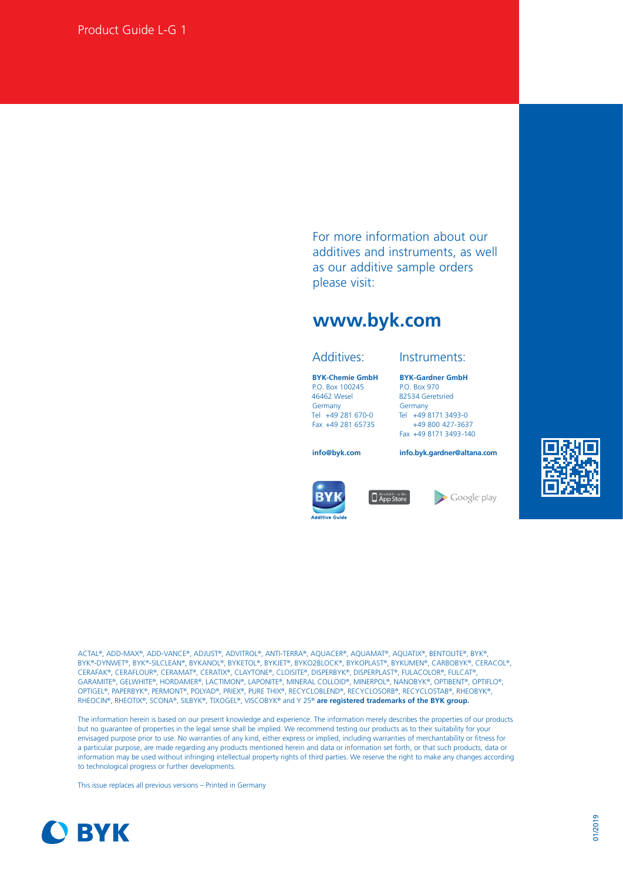For more information about our additives and instruments, as well as our additive sample orders please visit:

## www.byk.com

### Additives:

**BYK-Chemie GmbH**
P.O. Box 100245
46462 Wesel
Germany
Tel +49 281 670-0
Fax +49 281 65735

**info@byk.com**

### Instruments:

**BYK-Gardner GmbH**
P.O. Box 970
82534 Geretsried
Germany
Tel +49 8171 3493-0
+49 800 427-3637
Fax +49 8171 3493-140

**info.byk.gardner@altana.com**

ACTAL®, ADD-MAX®, ADD-VANCE®, ADJUST®, ADVITROL®, ANTI-TERRA®, AQUACER®, AQUAMAT®, AQUATIX®, BENTOLITE®, BYK®, BYK®-DYNWET®, BYK®-SILCLEAN®, BYKANOL®, BYKETOL®, BYKJET®, BYKO2BLOCK®, BYKOPLAST®, BYKUMEN®, CARBOBYK®, CERACOL®, CERAFAK®, CERAFLOUR®, CERAMAT®, CERATIX®, CLAYTONE®, CLOISITE®, DISPERBYK®, DISPERPLAST®, FULACOLOR®, FULCAT®, GARAMITE®, GELWHITE®, HORDAMER®, LACTIMON®, LAPONITE®, MINERAL COLLOID®, MINERPOL®, NANOBYK®, OPTIBENT®, OPTIFLO®, OPTIGEL®, PAPERBYK®, PERMONT®, POLYAD®, PRIEX®, PURE THIX®, RECYCLOBLEND®, RECYCLOSORB®, RECYCLOSTAB®, RHEOBYK®, RHEOCIN®, RHEOTIX®, SCONA®, SILBYK®, TIXOGEL®, VISCOBYK® and Y 25® **are registered trademarks of the BYK group.**

The information herein is based on our present knowledge and experience. The information merely describes the properties of our products but no guarantee of properties in the legal sense shall be implied. We recommend testing our products as to their suitability for your envisaged purpose prior to use. No warranties of any kind, either express or implied, including warranties of merchantability or fitness for a particular purpose, are made regarding any products mentioned herein and data or information set forth, or that such products, data or information may be used without infringing intellectual property rights of third parties. We reserve the right to make any changes according to technological progress or further developments.

This issue replaces all previous versions – Printed in Germany

01/2019